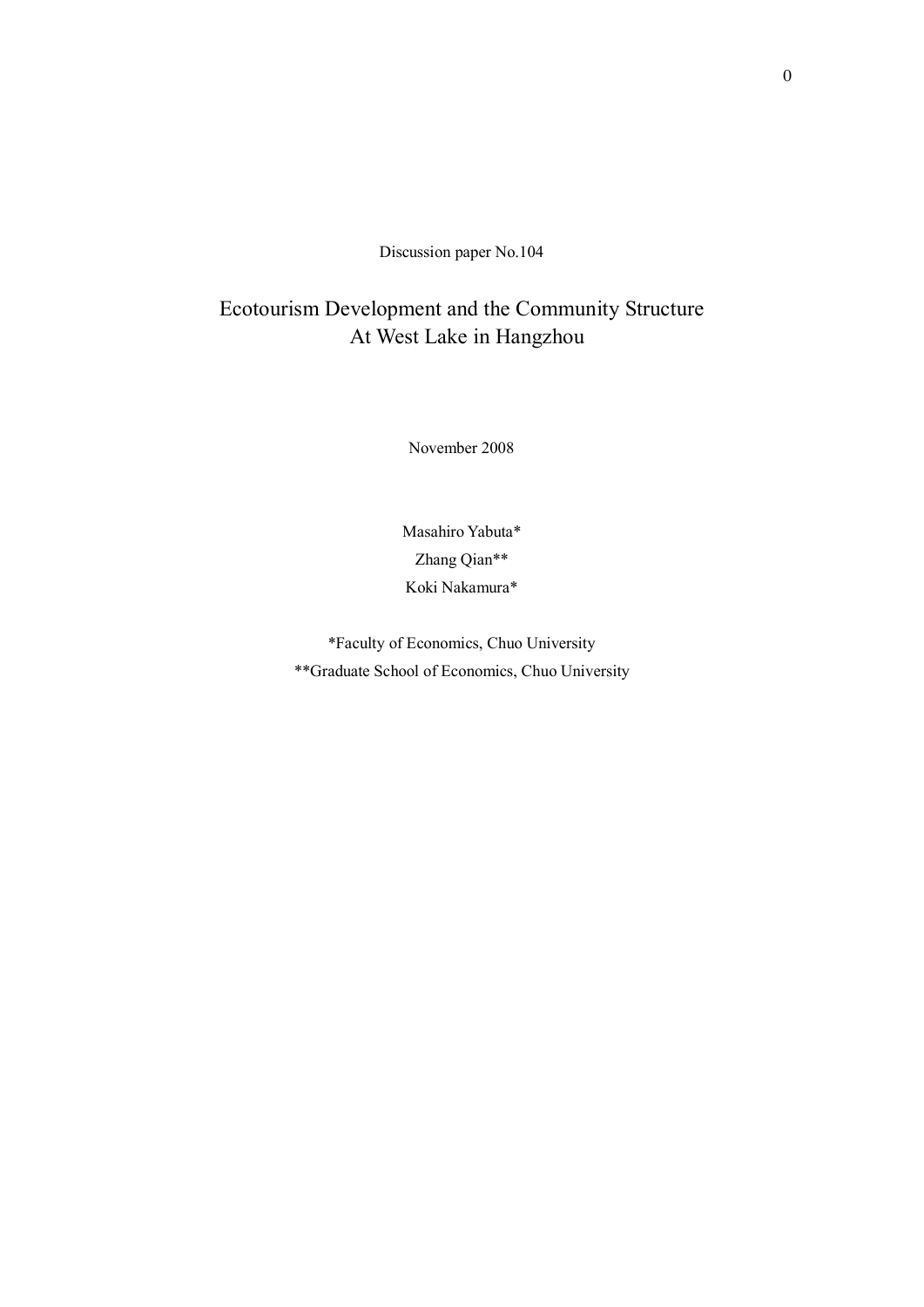Discussion paper No.104

# Ecotourism Development and the Community Structure At West Lake in Hangzhou

November 2008

Masahiro Yabuta*

Zhang Qian**

Koki Nakamura*

*Faculty of Economics, Chuo University

**Graduate School of Economics, Chuo University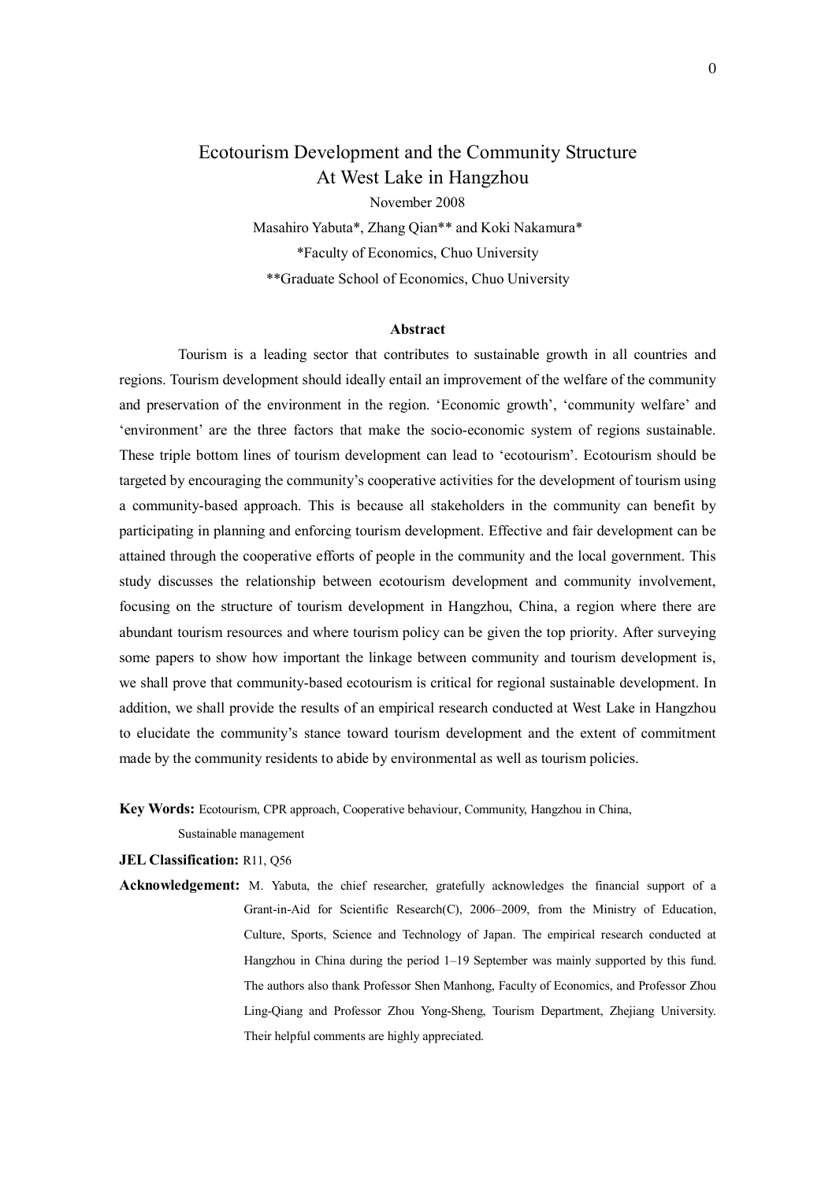# Ecotourism Development and the Community Structure At West Lake in Hangzhou

November 2008

Masahiro Yabuta*, Zhang Qian** and Koki Nakamura*

*Faculty of Economics, Chuo University

**Graduate School of Economics, Chuo University

### Abstract

Tourism is a leading sector that contributes to sustainable growth in all countries and regions. Tourism development should ideally entail an improvement of the welfare of the community and preservation of the environment in the region. 'Economic growth', 'community welfare' and 'environment' are the three factors that make the socio-economic system of regions sustainable. These triple bottom lines of tourism development can lead to 'ecotourism'. Ecotourism should be targeted by encouraging the community's cooperative activities for the development of tourism using a community-based approach. This is because all stakeholders in the community can benefit by participating in planning and enforcing tourism development. Effective and fair development can be attained through the cooperative efforts of people in the community and the local government. This study discusses the relationship between ecotourism development and community involvement, focusing on the structure of tourism development in Hangzhou, China, a region where there are abundant tourism resources and where tourism policy can be given the top priority. After surveying some papers to show how important the linkage between community and tourism development is, we shall prove that community-based ecotourism is critical for regional sustainable development. In addition, we shall provide the results of an empirical research conducted at West Lake in Hangzhou to elucidate the community's stance toward tourism development and the extent of commitment made by the community residents to abide by environmental as well as tourism policies.

**Key Words:** Ecotourism, CPR approach, Cooperative behaviour, Community, Hangzhou in China, Sustainable management

**JEL Classification:** R11, Q56

**Acknowledgement:** M. Yabuta, the chief researcher, gratefully acknowledges the financial support of a Grant-in-Aid for Scientific Research(C), 2006–2009, from the Ministry of Education, Culture, Sports, Science and Technology of Japan. The empirical research conducted at Hangzhou in China during the period 1–19 September was mainly supported by this fund. The authors also thank Professor Shen Manhong, Faculty of Economics, and Professor Zhou Ling-Qiang and Professor Zhou Yong-Sheng, Tourism Department, Zhejiang University. Their helpful comments are highly appreciated.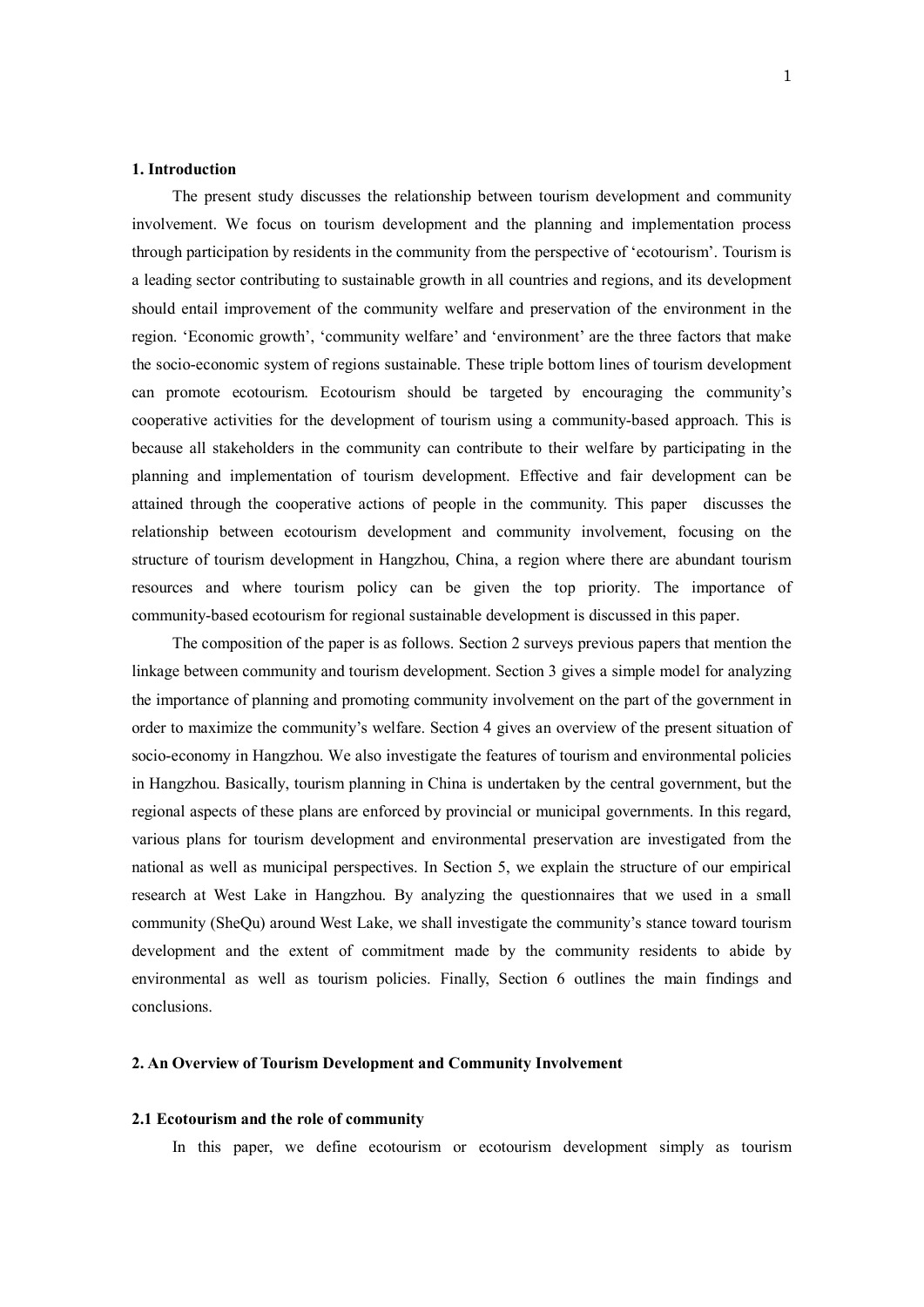## 1. Introduction

The present study discusses the relationship between tourism development and community involvement. We focus on tourism development and the planning and implementation process through participation by residents in the community from the perspective of 'ecotourism'. Tourism is a leading sector contributing to sustainable growth in all countries and regions, and its development should entail improvement of the community welfare and preservation of the environment in the region. 'Economic growth', 'community welfare' and 'environment' are the three factors that make the socio-economic system of regions sustainable. These triple bottom lines of tourism development can promote ecotourism. Ecotourism should be targeted by encouraging the community's cooperative activities for the development of tourism using a community-based approach. This is because all stakeholders in the community can contribute to their welfare by participating in the planning and implementation of tourism development. Effective and fair development can be attained through the cooperative actions of people in the community. This paper discusses the relationship between ecotourism development and community involvement, focusing on the structure of tourism development in Hangzhou, China, a region where there are abundant tourism resources and where tourism policy can be given the top priority. The importance of community-based ecotourism for regional sustainable development is discussed in this paper.

The composition of the paper is as follows. Section 2 surveys previous papers that mention the linkage between community and tourism development. Section 3 gives a simple model for analyzing the importance of planning and promoting community involvement on the part of the government in order to maximize the community's welfare. Section 4 gives an overview of the present situation of socio-economy in Hangzhou. We also investigate the features of tourism and environmental policies in Hangzhou. Basically, tourism planning in China is undertaken by the central government, but the regional aspects of these plans are enforced by provincial or municipal governments. In this regard, various plans for tourism development and environmental preservation are investigated from the national as well as municipal perspectives. In Section 5, we explain the structure of our empirical research at West Lake in Hangzhou. By analyzing the questionnaires that we used in a small community (SheQu) around West Lake, we shall investigate the community's stance toward tourism development and the extent of commitment made by the community residents to abide by environmental as well as tourism policies. Finally, Section 6 outlines the main findings and conclusions.

## 2. An Overview of Tourism Development and Community Involvement

### 2.1 Ecotourism and the role of community

In this paper, we define ecotourism or ecotourism development simply as tourism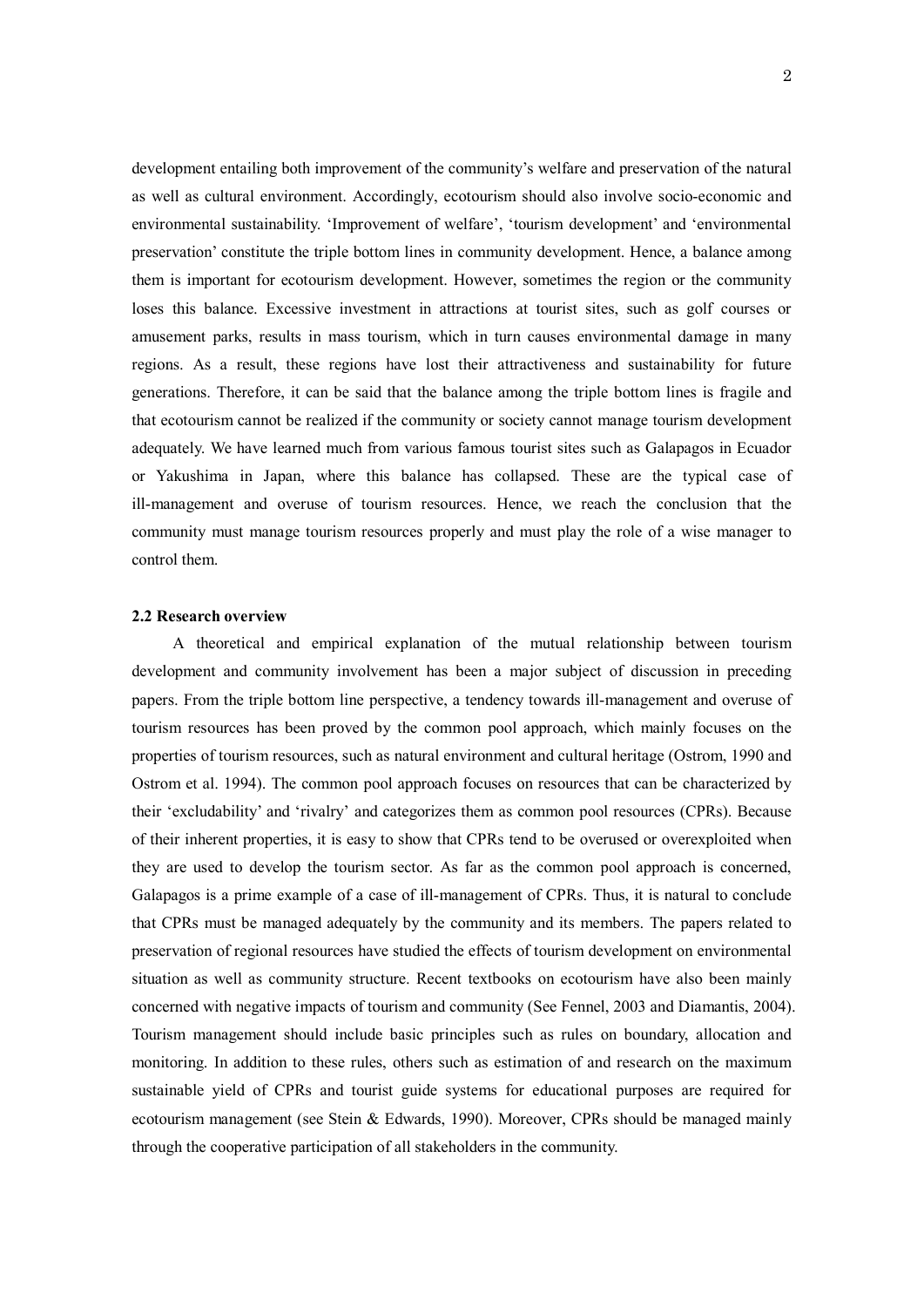development entailing both improvement of the community's welfare and preservation of the natural as well as cultural environment. Accordingly, ecotourism should also involve socio-economic and environmental sustainability. 'Improvement of welfare', 'tourism development' and 'environmental preservation' constitute the triple bottom lines in community development. Hence, a balance among them is important for ecotourism development. However, sometimes the region or the community loses this balance. Excessive investment in attractions at tourist sites, such as golf courses or amusement parks, results in mass tourism, which in turn causes environmental damage in many regions. As a result, these regions have lost their attractiveness and sustainability for future generations. Therefore, it can be said that the balance among the triple bottom lines is fragile and that ecotourism cannot be realized if the community or society cannot manage tourism development adequately. We have learned much from various famous tourist sites such as Galapagos in Ecuador or Yakushima in Japan, where this balance has collapsed. These are the typical case of ill-management and overuse of tourism resources. Hence, we reach the conclusion that the community must manage tourism resources properly and must play the role of a wise manager to control them.

### 2.2 Research overview

A theoretical and empirical explanation of the mutual relationship between tourism development and community involvement has been a major subject of discussion in preceding papers. From the triple bottom line perspective, a tendency towards ill-management and overuse of tourism resources has been proved by the common pool approach, which mainly focuses on the properties of tourism resources, such as natural environment and cultural heritage (Ostrom, 1990 and Ostrom et al. 1994). The common pool approach focuses on resources that can be characterized by their 'excludability' and 'rivalry' and categorizes them as common pool resources (CPRs). Because of their inherent properties, it is easy to show that CPRs tend to be overused or overexploited when they are used to develop the tourism sector. As far as the common pool approach is concerned, Galapagos is a prime example of a case of ill-management of CPRs. Thus, it is natural to conclude that CPRs must be managed adequately by the community and its members. The papers related to preservation of regional resources have studied the effects of tourism development on environmental situation as well as community structure. Recent textbooks on ecotourism have also been mainly concerned with negative impacts of tourism and community (See Fennel, 2003 and Diamantis, 2004). Tourism management should include basic principles such as rules on boundary, allocation and monitoring. In addition to these rules, others such as estimation of and research on the maximum sustainable yield of CPRs and tourist guide systems for educational purposes are required for ecotourism management (see Stein & Edwards, 1990). Moreover, CPRs should be managed mainly through the cooperative participation of all stakeholders in the community.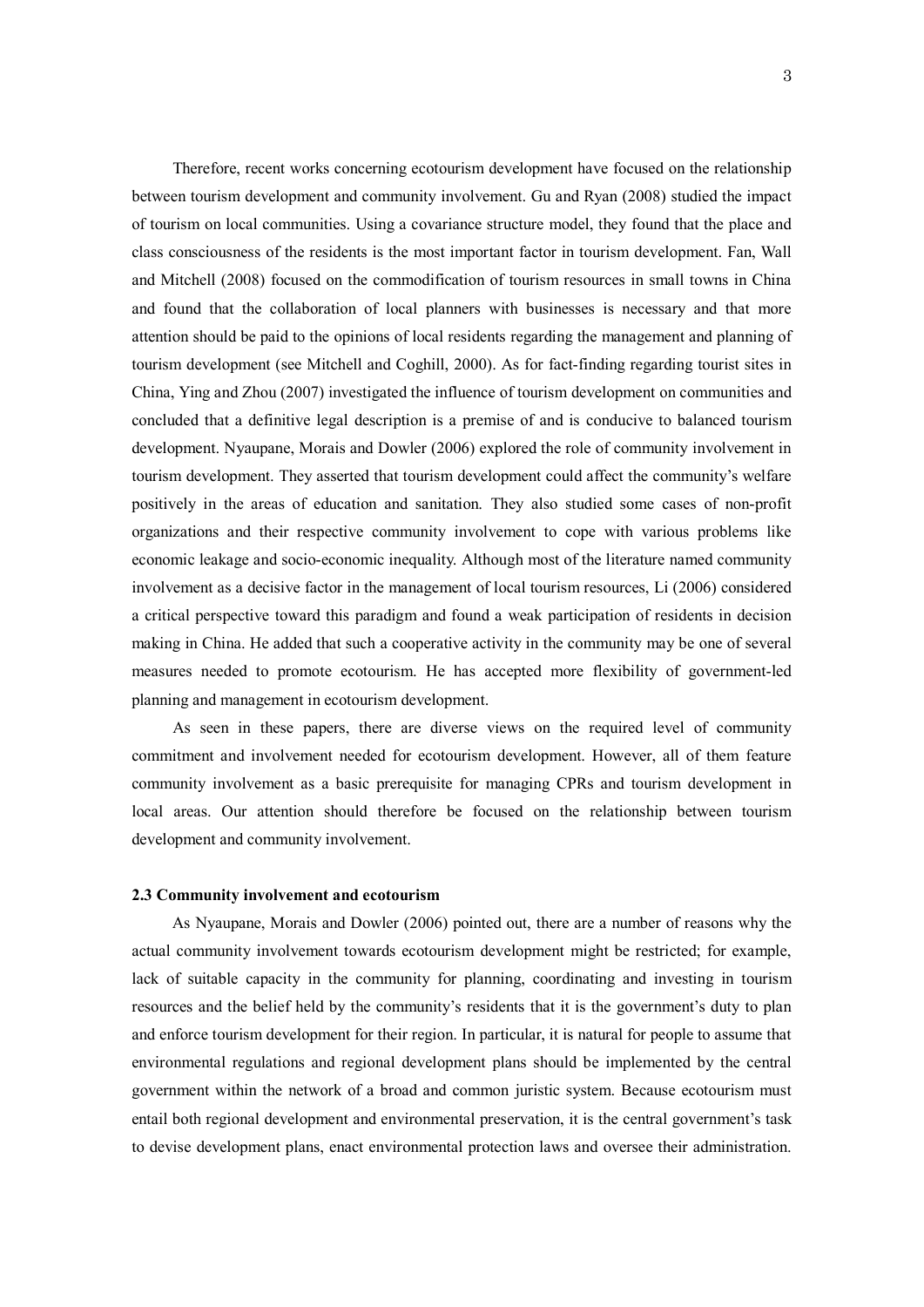Therefore, recent works concerning ecotourism development have focused on the relationship between tourism development and community involvement. Gu and Ryan (2008) studied the impact of tourism on local communities. Using a covariance structure model, they found that the place and class consciousness of the residents is the most important factor in tourism development. Fan, Wall and Mitchell (2008) focused on the commodification of tourism resources in small towns in China and found that the collaboration of local planners with businesses is necessary and that more attention should be paid to the opinions of local residents regarding the management and planning of tourism development (see Mitchell and Coghill, 2000). As for fact-finding regarding tourist sites in China, Ying and Zhou (2007) investigated the influence of tourism development on communities and concluded that a definitive legal description is a premise of and is conducive to balanced tourism development. Nyaupane, Morais and Dowler (2006) explored the role of community involvement in tourism development. They asserted that tourism development could affect the community's welfare positively in the areas of education and sanitation. They also studied some cases of non-profit organizations and their respective community involvement to cope with various problems like economic leakage and socio-economic inequality. Although most of the literature named community involvement as a decisive factor in the management of local tourism resources, Li (2006) considered a critical perspective toward this paradigm and found a weak participation of residents in decision making in China. He added that such a cooperative activity in the community may be one of several measures needed to promote ecotourism. He has accepted more flexibility of government-led planning and management in ecotourism development.

As seen in these papers, there are diverse views on the required level of community commitment and involvement needed for ecotourism development. However, all of them feature community involvement as a basic prerequisite for managing CPRs and tourism development in local areas. Our attention should therefore be focused on the relationship between tourism development and community involvement.

### 2.3 Community involvement and ecotourism

As Nyaupane, Morais and Dowler (2006) pointed out, there are a number of reasons why the actual community involvement towards ecotourism development might be restricted; for example, lack of suitable capacity in the community for planning, coordinating and investing in tourism resources and the belief held by the community's residents that it is the government's duty to plan and enforce tourism development for their region. In particular, it is natural for people to assume that environmental regulations and regional development plans should be implemented by the central government within the network of a broad and common juristic system. Because ecotourism must entail both regional development and environmental preservation, it is the central government's task to devise development plans, enact environmental protection laws and oversee their administration.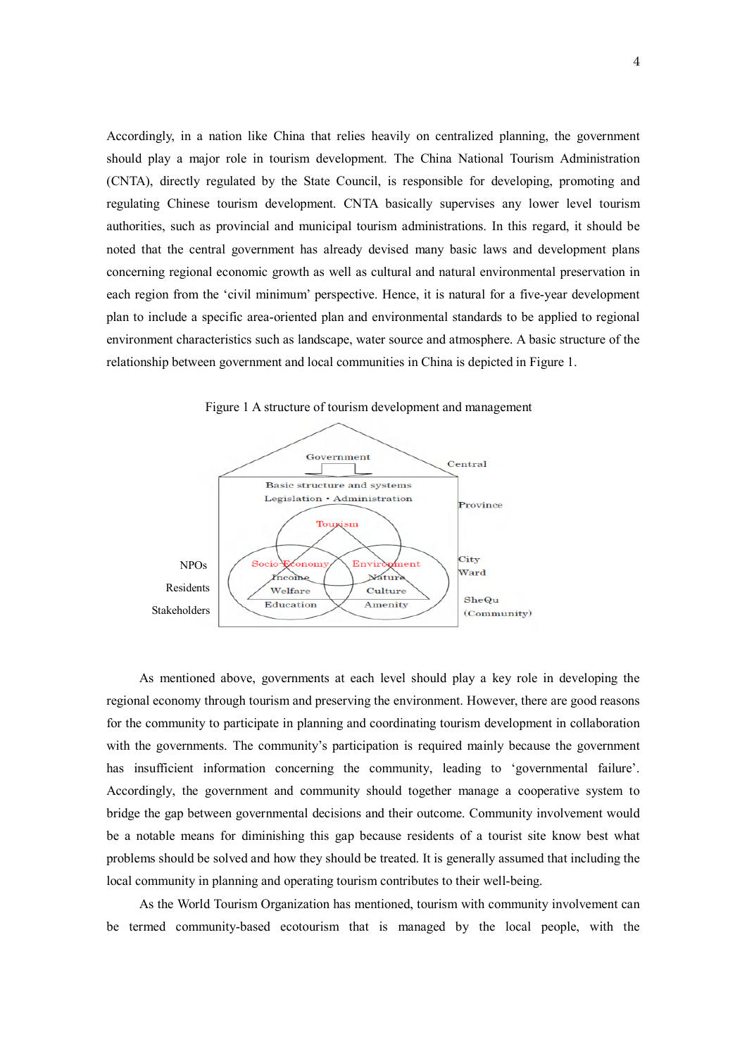Accordingly, in a nation like China that relies heavily on centralized planning, the government should play a major role in tourism development. The China National Tourism Administration (CNTA), directly regulated by the State Council, is responsible for developing, promoting and regulating Chinese tourism development. CNTA basically supervises any lower level tourism authorities, such as provincial and municipal tourism administrations. In this regard, it should be noted that the central government has already devised many basic laws and development plans concerning regional economic growth as well as cultural and natural environmental preservation in each region from the 'civil minimum' perspective. Hence, it is natural for a five-year development plan to include a specific area-oriented plan and environmental standards to be applied to regional environment characteristics such as landscape, water source and atmosphere. A basic structure of the relationship between government and local communities in China is depicted in Figure 1.

Figure 1 A structure of tourism development and management

Government
Central
Basic structure and systems
Legislation・Administration
Province
Tourism
NPOs
Residents
Stakeholders
Socio-Economy
Income
Welfare
Education
Environment
Nature
Culture
Amenity
City
Ward
SheQu
(Community)

As mentioned above, governments at each level should play a key role in developing the regional economy through tourism and preserving the environment. However, there are good reasons for the community to participate in planning and coordinating tourism development in collaboration with the governments. The community's participation is required mainly because the government has insufficient information concerning the community, leading to 'governmental failure'. Accordingly, the government and community should together manage a cooperative system to bridge the gap between governmental decisions and their outcome. Community involvement would be a notable means for diminishing this gap because residents of a tourist site know best what problems should be solved and how they should be treated. It is generally assumed that including the local community in planning and operating tourism contributes to their well-being.

As the World Tourism Organization has mentioned, tourism with community involvement can be termed community-based ecotourism that is managed by the local people, with the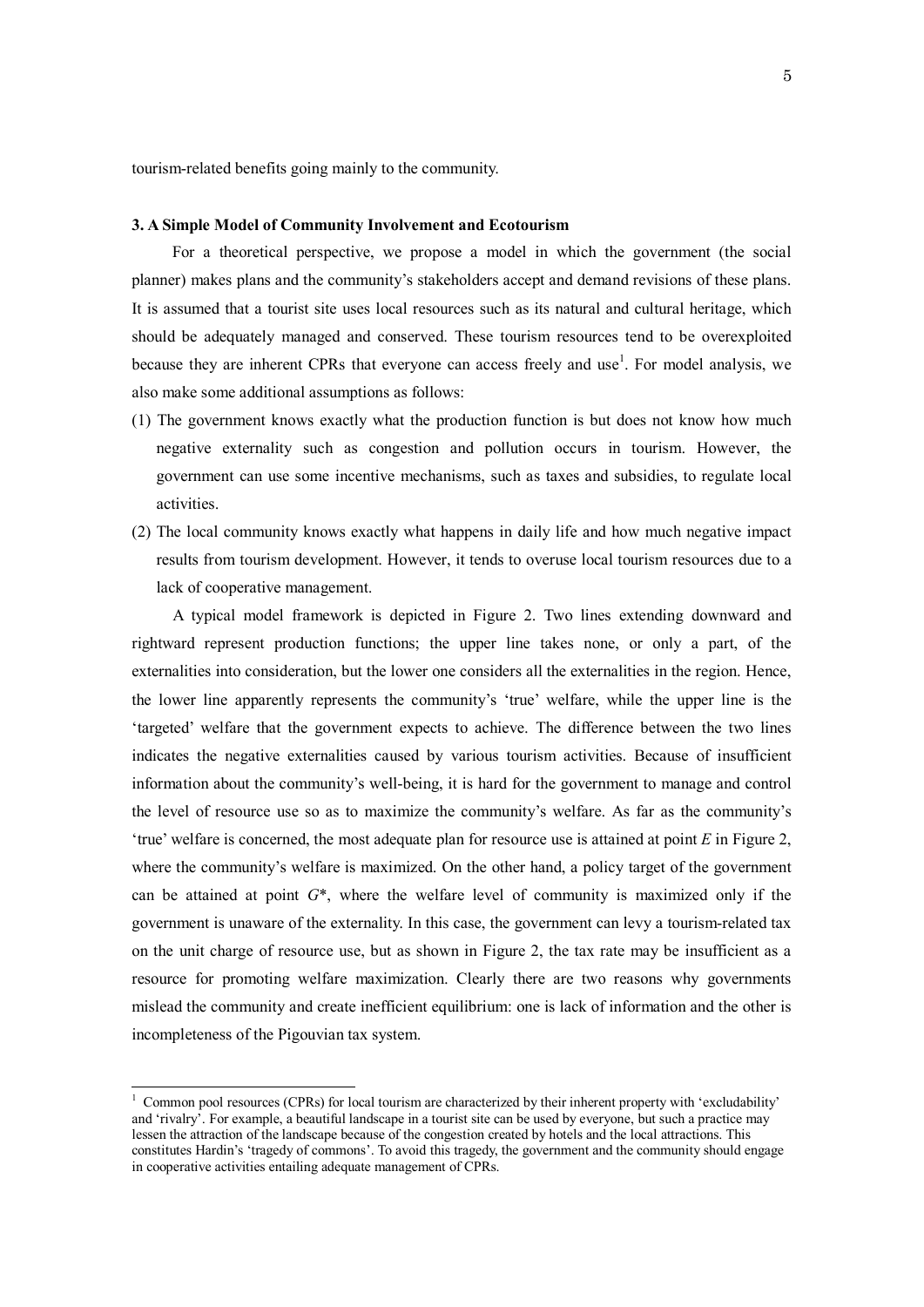tourism-related benefits going mainly to the community.

### 3. A Simple Model of Community Involvement and Ecotourism

For a theoretical perspective, we propose a model in which the government (the social planner) makes plans and the community's stakeholders accept and demand revisions of these plans. It is assumed that a tourist site uses local resources such as its natural and cultural heritage, which should be adequately managed and conserved. These tourism resources tend to be overexploited because they are inherent CPRs that everyone can access freely and use[1]. For model analysis, we also make some additional assumptions as follows:

(1) The government knows exactly what the production function is but does not know how much negative externality such as congestion and pollution occurs in tourism. However, the government can use some incentive mechanisms, such as taxes and subsidies, to regulate local activities.

(2) The local community knows exactly what happens in daily life and how much negative impact results from tourism development. However, it tends to overuse local tourism resources due to a lack of cooperative management.

A typical model framework is depicted in Figure 2. Two lines extending downward and rightward represent production functions; the upper line takes none, or only a part, of the externalities into consideration, but the lower one considers all the externalities in the region. Hence, the lower line apparently represents the community's 'true' welfare, while the upper line is the 'targeted' welfare that the government expects to achieve. The difference between the two lines indicates the negative externalities caused by various tourism activities. Because of insufficient information about the community's well-being, it is hard for the government to manage and control the level of resource use so as to maximize the community's welfare. As far as the community's 'true' welfare is concerned, the most adequate plan for resource use is attained at point $E$ in Figure 2, where the community's welfare is maximized. On the other hand, a policy target of the government can be attained at point $G^*$, where the welfare level of community is maximized only if the government is unaware of the externality. In this case, the government can levy a tourism-related tax on the unit charge of resource use, but as shown in Figure 2, the tax rate may be insufficient as a resource for promoting welfare maximization. Clearly there are two reasons why governments mislead the community and create inefficient equilibrium: one is lack of information and the other is incompleteness of the Pigouvian tax system.

---

[1] Common pool resources (CPRs) for local tourism are characterized by their inherent property with 'excludability' and 'rivalry'. For example, a beautiful landscape in a tourist site can be used by everyone, but such a practice may lessen the attraction of the landscape because of the congestion created by hotels and the local attractions. This constitutes Hardin's 'tragedy of commons'. To avoid this tragedy, the government and the community should engage in cooperative activities entailing adequate management of CPRs.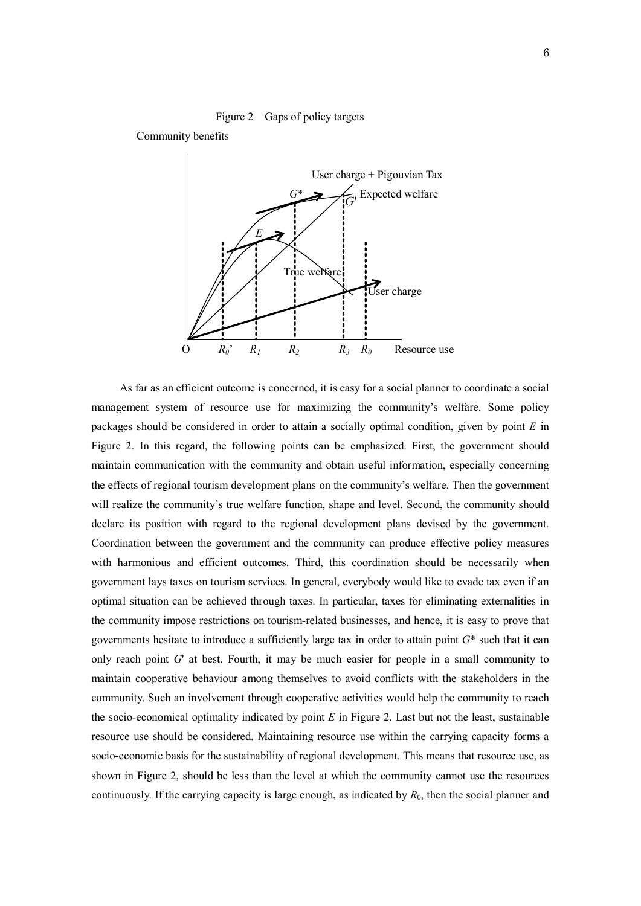Figure 2 Gaps of policy targets

As far as an efficient outcome is concerned, it is easy for a social planner to coordinate a social management system of resource use for maximizing the community's welfare. Some policy packages should be considered in order to attain a socially optimal condition, given by point *E* in Figure 2. In this regard, the following points can be emphasized. First, the government should maintain communication with the community and obtain useful information, especially concerning the effects of regional tourism development plans on the community's welfare. Then the government will realize the community's true welfare function, shape and level. Second, the community should declare its position with regard to the regional development plans devised by the government. Coordination between the government and the community can produce effective policy measures with harmonious and efficient outcomes. Third, this coordination should be necessarily when government lays taxes on tourism services. In general, everybody would like to evade tax even if an optimal situation can be achieved through taxes. In particular, taxes for eliminating externalities in the community impose restrictions on tourism-related businesses, and hence, it is easy to prove that governments hesitate to introduce a sufficiently large tax in order to attain point *G*\* such that it can only reach point *G*' at best. Fourth, it may be much easier for people in a small community to maintain cooperative behaviour among themselves to avoid conflicts with the stakeholders in the community. Such an involvement through cooperative activities would help the community to reach the socio-economical optimality indicated by point *E* in Figure 2. Last but not the least, sustainable resource use should be considered. Maintaining resource use within the carrying capacity forms a socio-economic basis for the sustainability of regional development. This means that resource use, as shown in Figure 2, should be less than the level at which the community cannot use the resources continuously. If the carrying capacity is large enough, as indicated by $R_0$, then the social planner and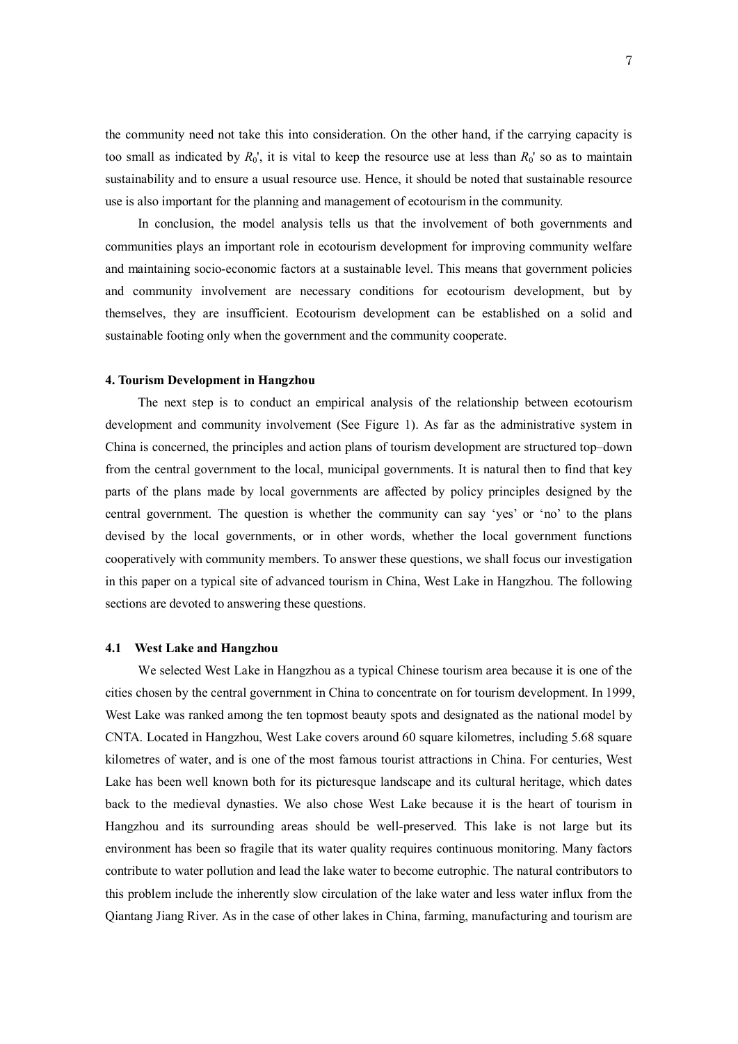the community need not take this into consideration. On the other hand, if the carrying capacity is too small as indicated by $R_0'$, it is vital to keep the resource use at less than $R_0'$ so as to maintain sustainability and to ensure a usual resource use. Hence, it should be noted that sustainable resource use is also important for the planning and management of ecotourism in the community.

In conclusion, the model analysis tells us that the involvement of both governments and communities plays an important role in ecotourism development for improving community welfare and maintaining socio-economic factors at a sustainable level. This means that government policies and community involvement are necessary conditions for ecotourism development, but by themselves, they are insufficient. Ecotourism development can be established on a solid and sustainable footing only when the government and the community cooperate.

### 4. Tourism Development in Hangzhou

The next step is to conduct an empirical analysis of the relationship between ecotourism development and community involvement (See Figure 1). As far as the administrative system in China is concerned, the principles and action plans of tourism development are structured top–down from the central government to the local, municipal governments. It is natural then to find that key parts of the plans made by local governments are affected by policy principles designed by the central government. The question is whether the community can say 'yes' or 'no' to the plans devised by the local governments, or in other words, whether the local government functions cooperatively with community members. To answer these questions, we shall focus our investigation in this paper on a typical site of advanced tourism in China, West Lake in Hangzhou. The following sections are devoted to answering these questions.

#### 4.1 West Lake and Hangzhou

We selected West Lake in Hangzhou as a typical Chinese tourism area because it is one of the cities chosen by the central government in China to concentrate on for tourism development. In 1999, West Lake was ranked among the ten topmost beauty spots and designated as the national model by CNTA. Located in Hangzhou, West Lake covers around 60 square kilometres, including 5.68 square kilometres of water, and is one of the most famous tourist attractions in China. For centuries, West Lake has been well known both for its picturesque landscape and its cultural heritage, which dates back to the medieval dynasties. We also chose West Lake because it is the heart of tourism in Hangzhou and its surrounding areas should be well-preserved. This lake is not large but its environment has been so fragile that its water quality requires continuous monitoring. Many factors contribute to water pollution and lead the lake water to become eutrophic. The natural contributors to this problem include the inherently slow circulation of the lake water and less water influx from the Qiantang Jiang River. As in the case of other lakes in China, farming, manufacturing and tourism are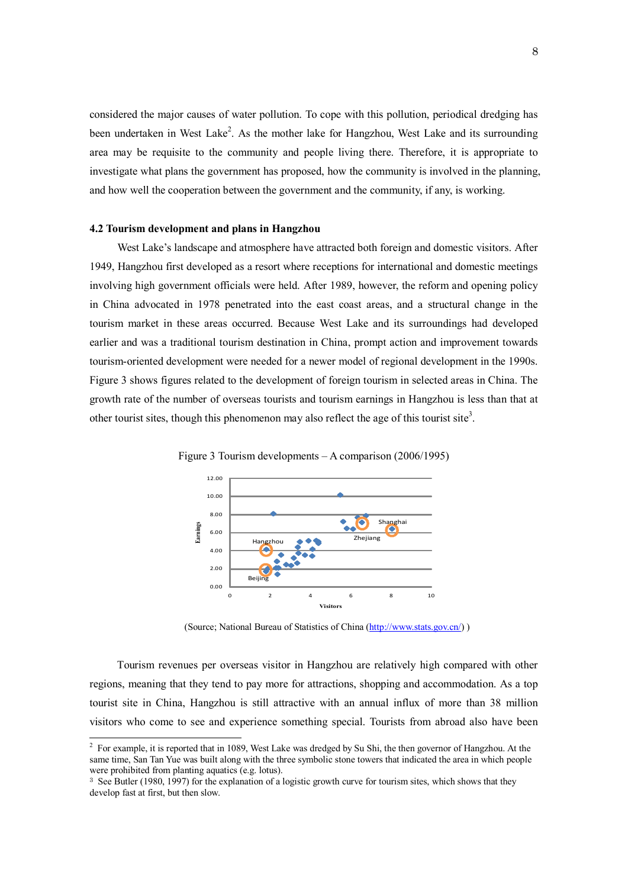considered the major causes of water pollution. To cope with this pollution, periodical dredging has been undertaken in West Lake[2]. As the mother lake for Hangzhou, West Lake and its surrounding area may be requisite to the community and people living there. Therefore, it is appropriate to investigate what plans the government has proposed, how the community is involved in the planning, and how well the cooperation between the government and the community, if any, is working.

### 4.2 Tourism development and plans in Hangzhou

West Lake's landscape and atmosphere have attracted both foreign and domestic visitors. After 1949, Hangzhou first developed as a resort where receptions for international and domestic meetings involving high government officials were held. After 1989, however, the reform and opening policy in China advocated in 1978 penetrated into the east coast areas, and a structural change in the tourism market in these areas occurred. Because West Lake and its surroundings had developed earlier and was a traditional tourism destination in China, prompt action and improvement towards tourism-oriented development were needed for a newer model of regional development in the 1990s. Figure 3 shows figures related to the development of foreign tourism in selected areas in China. The growth rate of the number of overseas tourists and tourism earnings in Hangzhou is less than that at other tourist sites, though this phenomenon may also reflect the age of this tourist site[3].

Figure 3 Tourism developments – A comparison (2006/1995)

(Source; National Bureau of Statistics of China (http://www.stats.gov.cn/) )

Tourism revenues per overseas visitor in Hangzhou are relatively high compared with other regions, meaning that they tend to pay more for attractions, shopping and accommodation. As a top tourist site in China, Hangzhou is still attractive with an annual influx of more than 38 million visitors who come to see and experience something special. Tourists from abroad also have been

---

[2] For example, it is reported that in 1089, West Lake was dredged by Su Shi, the then governor of Hangzhou. At the same time, San Tan Yue was built along with the three symbolic stone towers that indicated the area in which people were prohibited from planting aquatics (e.g. lotus).

[3] See Butler (1980, 1997) for the explanation of a logistic growth curve for tourism sites, which shows that they develop fast at first, but then slow.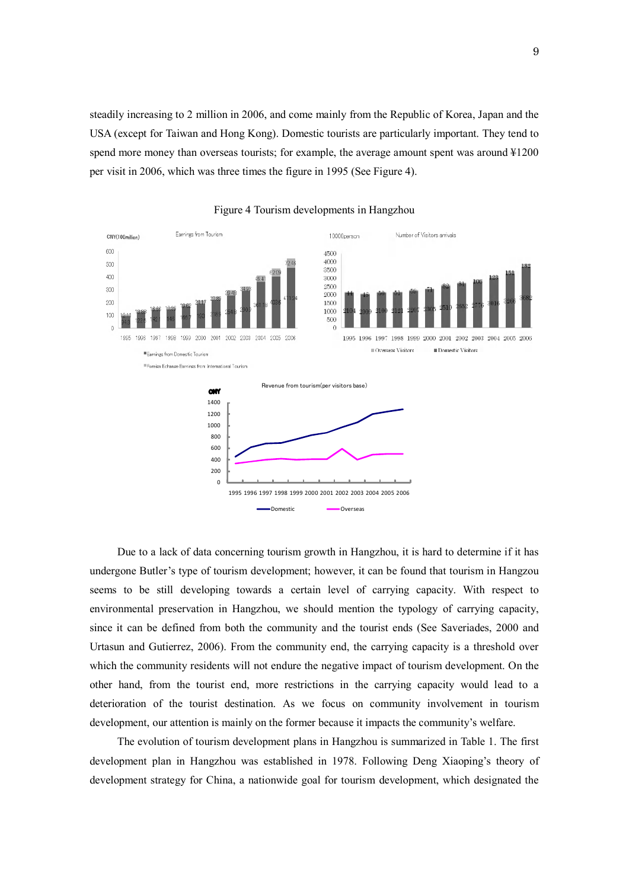steadily increasing to 2 million in 2006, and come mainly from the Republic of Korea, Japan and the USA (except for Taiwan and Hong Kong). Domestic tourists are particularly important. They tend to spend more money than overseas tourists; for example, the average amount spent was around ¥1200 per visit in 2006, which was three times the figure in 1995 (See Figure 4).

Figure 4 Tourism developments in Hangzhou

Due to a lack of data concerning tourism growth in Hangzhou, it is hard to determine if it has undergone Butler's type of tourism development; however, it can be found that tourism in Hangzou seems to be still developing towards a certain level of carrying capacity. With respect to environmental preservation in Hangzhou, we should mention the typology of carrying capacity, since it can be defined from both the community and the tourist ends (See Saveriades, 2000 and Urtasun and Gutierrez, 2006). From the community end, the carrying capacity is a threshold over which the community residents will not endure the negative impact of tourism development. On the other hand, from the tourist end, more restrictions in the carrying capacity would lead to a deterioration of the tourist destination. As we focus on community involvement in tourism development, our attention is mainly on the former because it impacts the community's welfare.

The evolution of tourism development plans in Hangzhou is summarized in Table 1. The first development plan in Hangzhou was established in 1978. Following Deng Xiaoping's theory of development strategy for China, a nationwide goal for tourism development, which designated the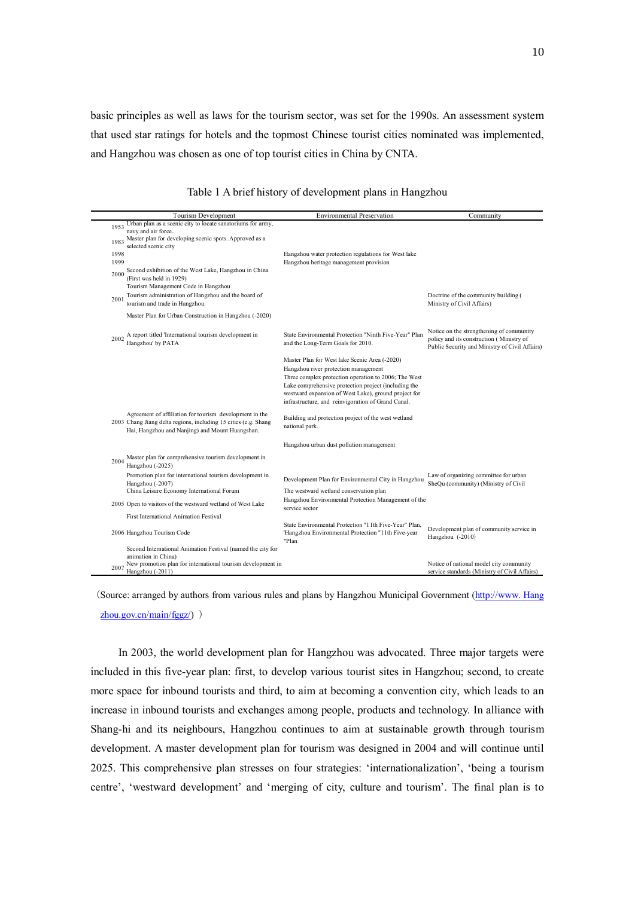basic principles as well as laws for the tourism sector, was set for the 1990s. An assessment system that used star ratings for hotels and the topmost Chinese tourist cities nominated was implemented, and Hangzhou was chosen as one of top tourist cities in China by CNTA.

Table 1 A brief history of development plans in Hangzhou

| | Tourism Development | Environmental Preservation | Community |
|---|---|---|---|
| 1953 | Urban plan as a scenic city to locate sanatoriums for army, navy and air force. | | |
| 1983 | Master plan for developing scenic spots. Approved as a selected scenic city | | |
| 1998 | | Hangzhou water protection regulations for West lake | |
| 1999 | | Hangzhou heritage management provision | |
| 2000 | Second exhibition of the West Lake, Hangzhou in China (First was held in 1929)<br>Tourism Management Code in Hangzhou | | |
| 2001 | Tourism administration of Hangzhou and the board of tourism and trade in Hangzhou.<br>Master Plan for Urban Construction in Hangzhou (-2020) | | Doctrine of the community building ( Ministry of Civil Affairs) |
| 2002 | A report titled 'International tourism development in Hangzhou' by PATA | State Environmental Protection "Ninth Five-Year" Plan and the Long-Term Goals for 2010.<br>Master Plan for West lake Scenic Area (-2020)<br>Hangzhou river protection management<br>Three complex protection operation to 2006; The West Lake comprehensive protection project (including the westward expansion of West Lake), ground project for infrastructure, and reinvigoration of Grand Canal. | Notice on the strengthening of community policy and its construction ( Ministry of Public Security and Ministry of Civil Affairs) |
| 2003 | Agreement of affiliation for tourism development in the Chang Jiang delta regions, including 15 cities (e.g. Shang Hai, Hangzhou and Nanjing) and Mount Huangshan. | Building and protection project of the west wetland national park.<br>Hangzhou urban dust pollution management | |
| 2004 | Master plan for comprehensive tourism development in Hangzhou (-2025)<br>Promotion plan for international tourism development in Hangzhou (-2007)<br>China Leisure Economy International Forum | Development Plan for Environmental City in Hangzhou<br>The westward wetland conservation plan | Law of organizing committee for urban SheQu (community) (Ministry of Civil |
| 2005 | Open to visitors of the westward wetland of West Lake<br>First International Animation Festival | Hangzhou Environmental Protection Management of the service sector | |
| 2006 | Hangzhou Tourism Code | State Environmental Protection "11th Five-Year" Plan, 'Hangzhou Environmental Protection "11th Five-year "Plan | Development plan of community service in Hangzhou (-2010) |
| 2007 | Second International Animation Festival (named the city for animation in China)<br>New promotion plan for international tourism development in Hangzhou (-2011) | | Notice of national model city community service standards (Ministry of Civil Affairs) |

(Source: arranged by authors from various rules and plans by Hangzhou Municipal Government (http://www. Hangzhou.gov.cn/main/fggz/) )

In 2003, the world development plan for Hangzhou was advocated. Three major targets were included in this five-year plan: first, to develop various tourist sites in Hangzhou; second, to create more space for inbound tourists and third, to aim at becoming a convention city, which leads to an increase in inbound tourists and exchanges among people, products and technology. In alliance with Shang-hi and its neighbours, Hangzhou continues to aim at sustainable growth through tourism development. A master development plan for tourism was designed in 2004 and will continue until 2025. This comprehensive plan stresses on four strategies: 'internationalization', 'being a tourism centre', 'westward development' and 'merging of city, culture and tourism'. The final plan is to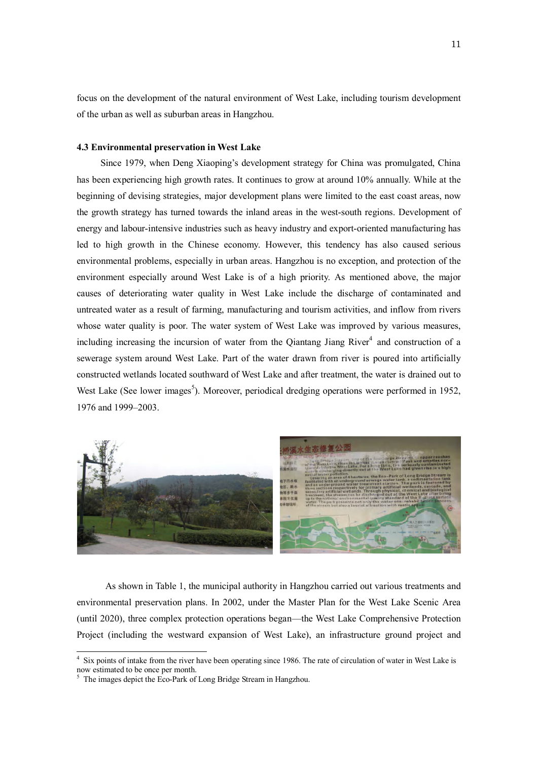focus on the development of the natural environment of West Lake, including tourism development of the urban as well as suburban areas in Hangzhou.

### 4.3 Environmental preservation in West Lake

Since 1979, when Deng Xiaoping's development strategy for China was promulgated, China has been experiencing high growth rates. It continues to grow at around 10% annually. While at the beginning of devising strategies, major development plans were limited to the east coast areas, now the growth strategy has turned towards the inland areas in the west-south regions. Development of energy and labour-intensive industries such as heavy industry and export-oriented manufacturing has led to high growth in the Chinese economy. However, this tendency has also caused serious environmental problems, especially in urban areas. Hangzhou is no exception, and protection of the environment especially around West Lake is of a high priority. As mentioned above, the major causes of deteriorating water quality in West Lake include the discharge of contaminated and untreated water as a result of farming, manufacturing and tourism activities, and inflow from rivers whose water quality is poor. The water system of West Lake was improved by various measures, including increasing the incursion of water from the Qiantang Jiang River[4] and construction of a sewerage system around West Lake. Part of the water drawn from river is poured into artificially constructed wetlands located southward of West Lake and after treatment, the water is drained out to West Lake (See lower images[5]). Moreover, periodical dredging operations were performed in 1952, 1976 and 1999–2003.

As shown in Table 1, the municipal authority in Hangzhou carried out various treatments and environmental preservation plans. In 2002, under the Master Plan for the West Lake Scenic Area (until 2020), three complex protection operations began—the West Lake Comprehensive Protection Project (including the westward expansion of West Lake), an infrastructure ground project and

---

[4] Six points of intake from the river have been operating since 1986. The rate of circulation of water in West Lake is now estimated to be once per month.

[5] The images depict the Eco-Park of Long Bridge Stream in Hangzhou.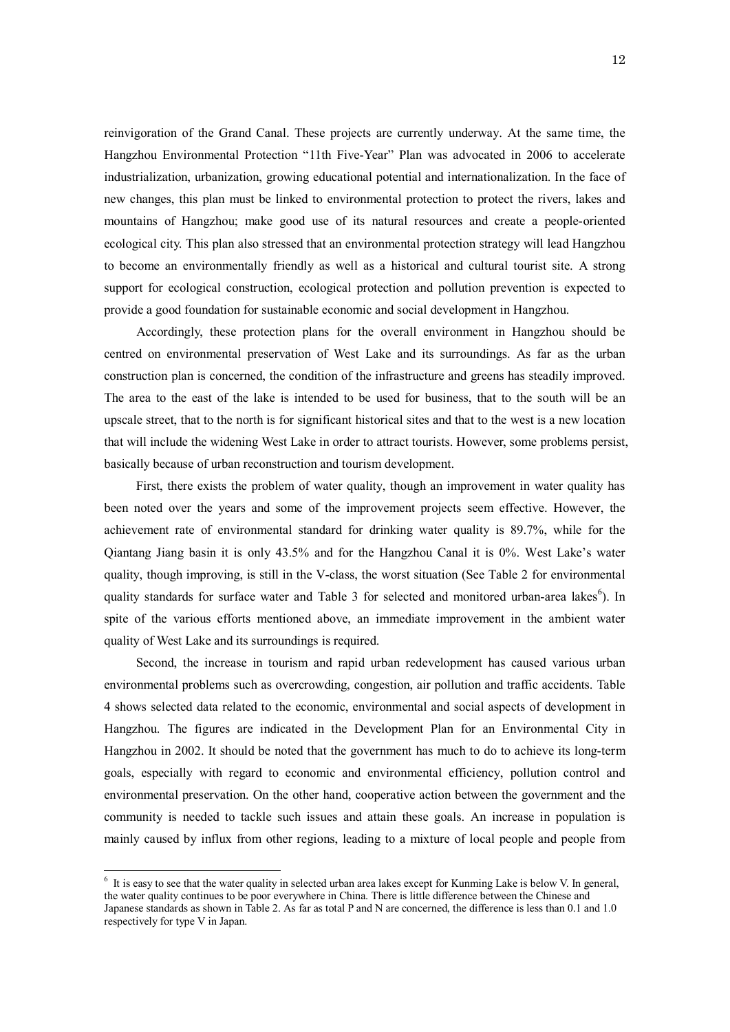reinvigoration of the Grand Canal. These projects are currently underway. At the same time, the Hangzhou Environmental Protection "11th Five-Year" Plan was advocated in 2006 to accelerate industrialization, urbanization, growing educational potential and internationalization. In the face of new changes, this plan must be linked to environmental protection to protect the rivers, lakes and mountains of Hangzhou; make good use of its natural resources and create a people-oriented ecological city. This plan also stressed that an environmental protection strategy will lead Hangzhou to become an environmentally friendly as well as a historical and cultural tourist site. A strong support for ecological construction, ecological protection and pollution prevention is expected to provide a good foundation for sustainable economic and social development in Hangzhou.

Accordingly, these protection plans for the overall environment in Hangzhou should be centred on environmental preservation of West Lake and its surroundings. As far as the urban construction plan is concerned, the condition of the infrastructure and greens has steadily improved. The area to the east of the lake is intended to be used for business, that to the south will be an upscale street, that to the north is for significant historical sites and that to the west is a new location that will include the widening West Lake in order to attract tourists. However, some problems persist, basically because of urban reconstruction and tourism development.

First, there exists the problem of water quality, though an improvement in water quality has been noted over the years and some of the improvement projects seem effective. However, the achievement rate of environmental standard for drinking water quality is 89.7%, while for the Qiantang Jiang basin it is only 43.5% and for the Hangzhou Canal it is 0%. West Lake's water quality, though improving, is still in the V-class, the worst situation (See Table 2 for environmental quality standards for surface water and Table 3 for selected and monitored urban-area lakes[6]). In spite of the various efforts mentioned above, an immediate improvement in the ambient water quality of West Lake and its surroundings is required.

Second, the increase in tourism and rapid urban redevelopment has caused various urban environmental problems such as overcrowding, congestion, air pollution and traffic accidents. Table 4 shows selected data related to the economic, environmental and social aspects of development in Hangzhou. The figures are indicated in the Development Plan for an Environmental City in Hangzhou in 2002. It should be noted that the government has much to do to achieve its long-term goals, especially with regard to economic and environmental efficiency, pollution control and environmental preservation. On the other hand, cooperative action between the government and the community is needed to tackle such issues and attain these goals. An increase in population is mainly caused by influx from other regions, leading to a mixture of local people and people from

[6] It is easy to see that the water quality in selected urban area lakes except for Kunming Lake is below V. In general, the water quality continues to be poor everywhere in China. There is little difference between the Chinese and Japanese standards as shown in Table 2. As far as total P and N are concerned, the difference is less than 0.1 and 1.0 respectively for type V in Japan.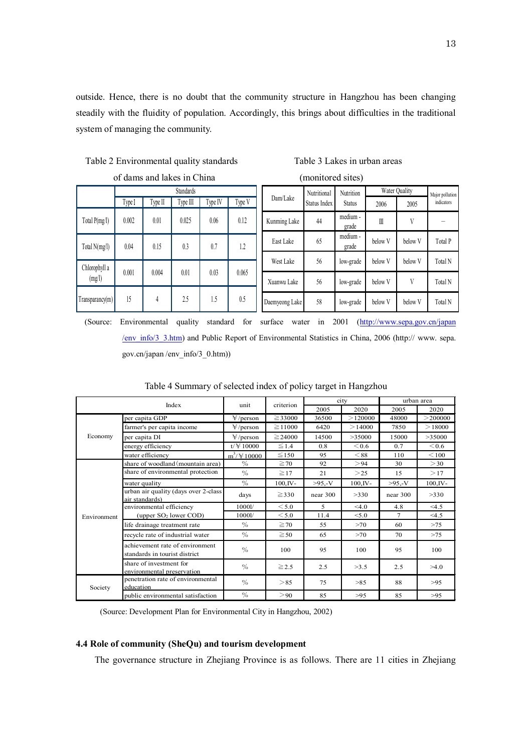outside. Hence, there is no doubt that the community structure in Hangzhou has been changing steadily with the fluidity of population. Accordingly, this brings about difficulties in the traditional system of managing the community.

Table 2 Environmental quality standards of dams and lakes in China

| | Standards | | | | |
|---|---|---|---|---|---|
| | Type I | Type II | Type III | Type IV | Type V |
| Total P(mg/l) | 0.002 | 0.01 | 0.025 | 0.06 | 0.12 |
| Total N(mg/l) | 0.04 | 0.15 | 0.3 | 0.7 | 1.2 |
| Chlorophyll a (mg/l) | 0.001 | 0.004 | 0.01 | 0.03 | 0.065 |
| Transparancy(m) | 15 | 4 | 2.5 | 1.5 | 0.5 |

Table 3 Lakes in urban areas (monitored sites)

| Dam/Lake | Nutritional Status Index | Nutrition Status | Water Quality | | Major pollution indicators |
|---|---|---|---|---|---|
| | | | 2006 | 2005 | |
| Kunming Lake | 44 | medium - grade | Ⅲ | Ⅴ | – |
| East Lake | 65 | medium - grade | below V | below V | Total P |
| West Lake | 56 | low-grade | below V | below V | Total N |
| Xuanwu Lake | 56 | low-grade | below V | Ⅴ | Total N |
| Daemyeong Lake | 58 | low-grade | below V | below V | Total N |

(Source: Environmental quality standard for surface water in 2001 (http://www.sepa.gov.cn/japan/env_info/3_3.htm) and Public Report of Environmental Statistics in China, 2006 (http:// www. sepa. gov.cn/japan /env_info/3_0.htm))

Table 4 Summary of selected index of policy target in Hangzhou

| Index | | unit | criterion | city | | urban area | |
|---|---|---|---|---|---|---|---|
| | | | | 2005 | 2020 | 2005 | 2020 |
| Economy | per capita GDP | ¥/person | ≧33000 | 36500 | ＞120000 | 48000 | ＞200000 |
| | farmer's per capita income | ¥/person | ≧11000 | 6420 | ＞14000 | 7850 | ＞18000 |
| | per capita DI | ¥/person | ≧24000 | 14500 | >35000 | 15000 | >35000 |
| | energy efficiency | t/¥10000 | ≦1.4 | 0.8 | ＜0.6 | 0.7 | ＜0.6 |
| | water efficiency | $m^3$/¥10000 | ≦150 | 95 | ＜88 | 110 | ＜100 |
| Environment | share of woodland (mountain area) | % | ≧70 | 92 | ＞94 | 30 | ＞30 |
| | share of environmental protection | % | ≧17 | 21 | ＞25 | 15 | ＞17 |
| | water quality | % | 100,IV- | >95,-V | 100,IV- | >95,-V | 100,IV- |
| | urban air quality (days over 2-class air standards) | days | ≧330 | near 300 | >330 | near 300 | >330 |
| | environmental efficiency | 1000l/ | ＜5.0 | 5 | <4.0 | 4.8 | <4.5 |
| | (upper $SO_2$ lower COD) | 1000l/ | ＜5.0 | 11.4 | <5.0 | 7 | <4.5 |
| | life drainage treatment rate | % | ≧70 | 55 | >70 | 60 | >75 |
| | recycle rate of industrial water | % | ≧50 | 65 | >70 | 70 | >75 |
| | achievement rate of environment standards in tourist district | % | 100 | 95 | 100 | 95 | 100 |
| | share of investment for environmental preservation | % | ≧2.5 | 2.5 | >3.5 | 2.5 | >4.0 |
| Society | penetration rate of environmental education | % | ＞85 | 75 | >85 | 88 | >95 |
| | public environmental satisfaction | % | ＞90 | 85 | >95 | 85 | >95 |

(Source: Development Plan for Environmental City in Hangzhou, 2002)

### 4.4 Role of community (SheQu) and tourism development

The governance structure in Zhejiang Province is as follows. There are 11 cities in Zhejiang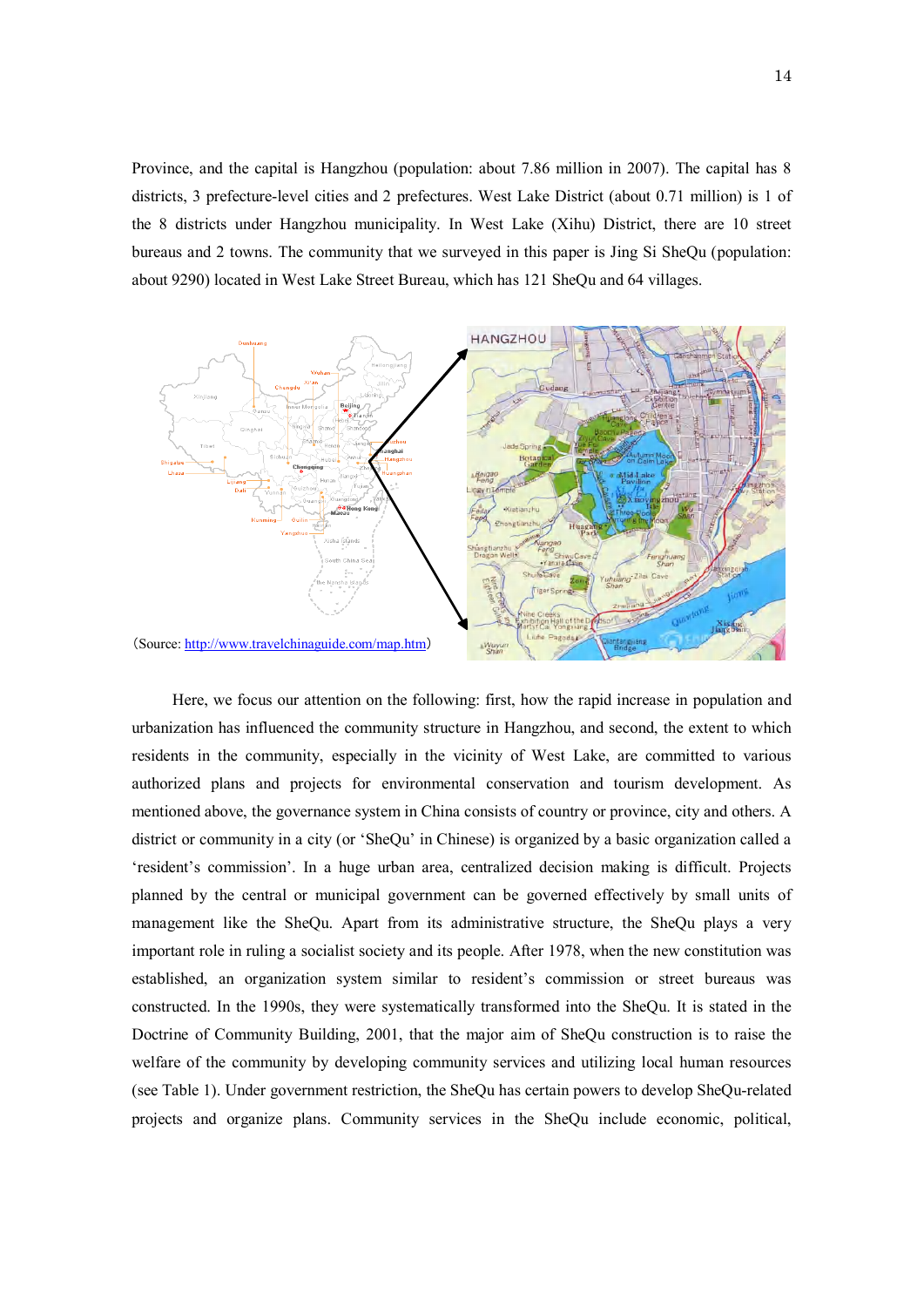Province, and the capital is Hangzhou (population: about 7.86 million in 2007). The capital has 8 districts, 3 prefecture-level cities and 2 prefectures. West Lake District (about 0.71 million) is 1 of the 8 districts under Hangzhou municipality. In West Lake (Xihu) District, there are 10 street bureaus and 2 towns. The community that we surveyed in this paper is Jing Si SheQu (population: about 9290) located in West Lake Street Bureau, which has 121 SheQu and 64 villages.

(Source: http://www.travelchinaguide.com/map.htm)

Here, we focus our attention on the following: first, how the rapid increase in population and urbanization has influenced the community structure in Hangzhou, and second, the extent to which residents in the community, especially in the vicinity of West Lake, are committed to various authorized plans and projects for environmental conservation and tourism development. As mentioned above, the governance system in China consists of country or province, city and others. A district or community in a city (or 'SheQu' in Chinese) is organized by a basic organization called a 'resident's commission'. In a huge urban area, centralized decision making is difficult. Projects planned by the central or municipal government can be governed effectively by small units of management like the SheQu. Apart from its administrative structure, the SheQu plays a very important role in ruling a socialist society and its people. After 1978, when the new constitution was established, an organization system similar to resident's commission or street bureaus was constructed. In the 1990s, they were systematically transformed into the SheQu. It is stated in the Doctrine of Community Building, 2001, that the major aim of SheQu construction is to raise the welfare of the community by developing community services and utilizing local human resources (see Table 1). Under government restriction, the SheQu has certain powers to develop SheQu-related projects and organize plans. Community services in the SheQu include economic, political,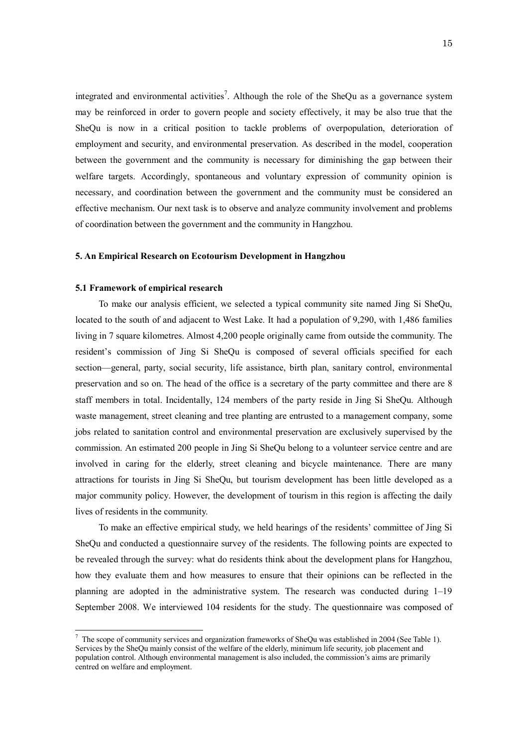integrated and environmental activities[7]. Although the role of the SheQu as a governance system may be reinforced in order to govern people and society effectively, it may be also true that the SheQu is now in a critical position to tackle problems of overpopulation, deterioration of employment and security, and environmental preservation. As described in the model, cooperation between the government and the community is necessary for diminishing the gap between their welfare targets. Accordingly, spontaneous and voluntary expression of community opinion is necessary, and coordination between the government and the community must be considered an effective mechanism. Our next task is to observe and analyze community involvement and problems of coordination between the government and the community in Hangzhou.

## 5. An Empirical Research on Ecotourism Development in Hangzhou

### 5.1 Framework of empirical research

To make our analysis efficient, we selected a typical community site named Jing Si SheQu, located to the south of and adjacent to West Lake. It had a population of 9,290, with 1,486 families living in 7 square kilometres. Almost 4,200 people originally came from outside the community. The resident's commission of Jing Si SheQu is composed of several officials specified for each section—general, party, social security, life assistance, birth plan, sanitary control, environmental preservation and so on. The head of the office is a secretary of the party committee and there are 8 staff members in total. Incidentally, 124 members of the party reside in Jing Si SheQu. Although waste management, street cleaning and tree planting are entrusted to a management company, some jobs related to sanitation control and environmental preservation are exclusively supervised by the commission. An estimated 200 people in Jing Si SheQu belong to a volunteer service centre and are involved in caring for the elderly, street cleaning and bicycle maintenance. There are many attractions for tourists in Jing Si SheQu, but tourism development has been little developed as a major community policy. However, the development of tourism in this region is affecting the daily lives of residents in the community.

To make an effective empirical study, we held hearings of the residents' committee of Jing Si SheQu and conducted a questionnaire survey of the residents. The following points are expected to be revealed through the survey: what do residents think about the development plans for Hangzhou, how they evaluate them and how measures to ensure that their opinions can be reflected in the planning are adopted in the administrative system. The research was conducted during 1–19 September 2008. We interviewed 104 residents for the study. The questionnaire was composed of

[7] The scope of community services and organization frameworks of SheQu was established in 2004 (See Table 1). Services by the SheQu mainly consist of the welfare of the elderly, minimum life security, job placement and population control. Although environmental management is also included, the commission's aims are primarily centred on welfare and employment.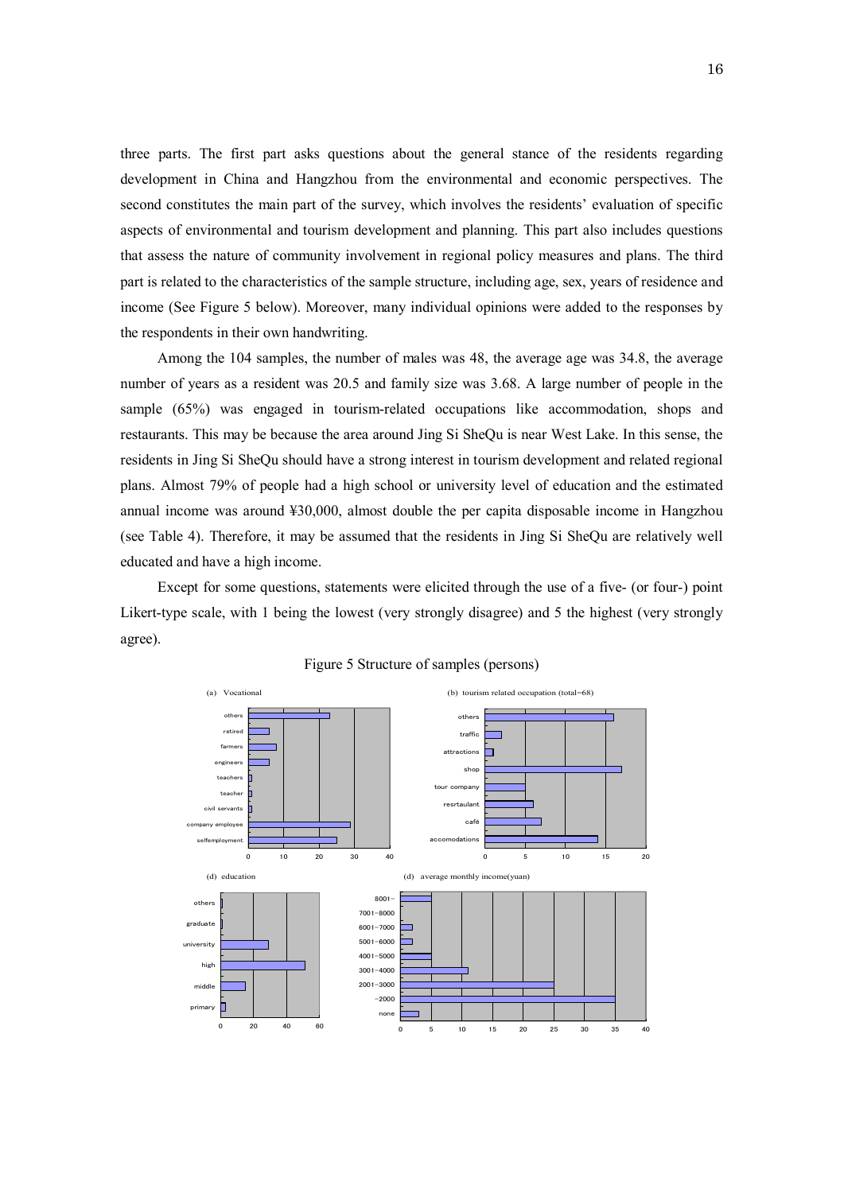three parts. The first part asks questions about the general stance of the residents regarding development in China and Hangzhou from the environmental and economic perspectives. The second constitutes the main part of the survey, which involves the residents' evaluation of specific aspects of environmental and tourism development and planning. This part also includes questions that assess the nature of community involvement in regional policy measures and plans. The third part is related to the characteristics of the sample structure, including age, sex, years of residence and income (See Figure 5 below). Moreover, many individual opinions were added to the responses by the respondents in their own handwriting.

Among the 104 samples, the number of males was 48, the average age was 34.8, the average number of years as a resident was 20.5 and family size was 3.68. A large number of people in the sample (65%) was engaged in tourism-related occupations like accommodation, shops and restaurants. This may be because the area around Jing Si SheQu is near West Lake. In this sense, the residents in Jing Si SheQu should have a strong interest in tourism development and related regional plans. Almost 79% of people had a high school or university level of education and the estimated annual income was around ¥30,000, almost double the per capita disposable income in Hangzhou (see Table 4). Therefore, it may be assumed that the residents in Jing Si SheQu are relatively well educated and have a high income.

Except for some questions, statements were elicited through the use of a five- (or four-) point Likert-type scale, with 1 being the lowest (very strongly disagree) and 5 the highest (very strongly agree).

Figure 5 Structure of samples (persons)

(a) Vocational

(b) tourism related occupation (total=68)

(d) education

(d) average monthly income(yuan)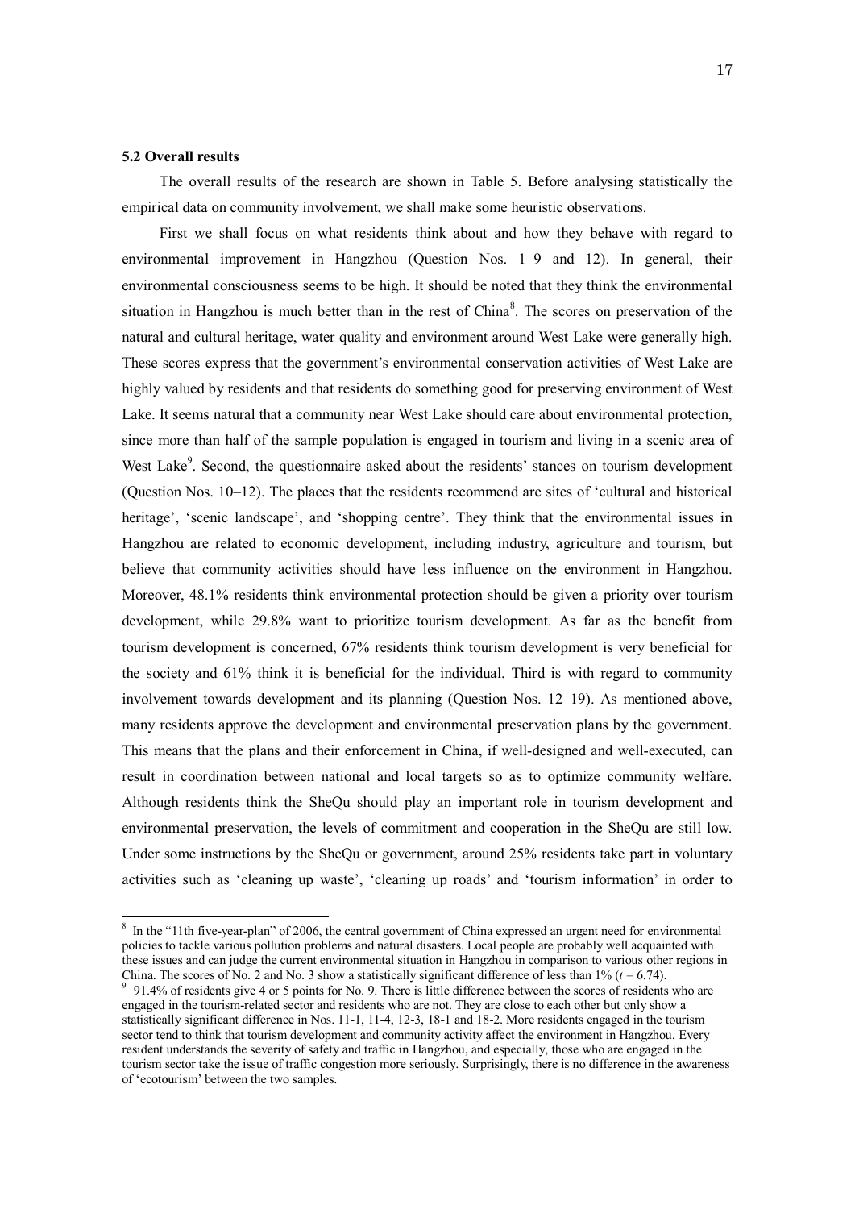### 5.2 Overall results

The overall results of the research are shown in Table 5. Before analysing statistically the empirical data on community involvement, we shall make some heuristic observations.

First we shall focus on what residents think about and how they behave with regard to environmental improvement in Hangzhou (Question Nos. 1–9 and 12). In general, their environmental consciousness seems to be high. It should be noted that they think the environmental situation in Hangzhou is much better than in the rest of China[8]. The scores on preservation of the natural and cultural heritage, water quality and environment around West Lake were generally high. These scores express that the government's environmental conservation activities of West Lake are highly valued by residents and that residents do something good for preserving environment of West Lake. It seems natural that a community near West Lake should care about environmental protection, since more than half of the sample population is engaged in tourism and living in a scenic area of West Lake[9]. Second, the questionnaire asked about the residents' stances on tourism development (Question Nos. 10–12). The places that the residents recommend are sites of 'cultural and historical heritage', 'scenic landscape', and 'shopping centre'. They think that the environmental issues in Hangzhou are related to economic development, including industry, agriculture and tourism, but believe that community activities should have less influence on the environment in Hangzhou. Moreover, 48.1% residents think environmental protection should be given a priority over tourism development, while 29.8% want to prioritize tourism development. As far as the benefit from tourism development is concerned, 67% residents think tourism development is very beneficial for the society and 61% think it is beneficial for the individual. Third is with regard to community involvement towards development and its planning (Question Nos. 12–19). As mentioned above, many residents approve the development and environmental preservation plans by the government. This means that the plans and their enforcement in China, if well-designed and well-executed, can result in coordination between national and local targets so as to optimize community welfare. Although residents think the SheQu should play an important role in tourism development and environmental preservation, the levels of commitment and cooperation in the SheQu are still low. Under some instructions by the SheQu or government, around 25% residents take part in voluntary activities such as 'cleaning up waste', 'cleaning up roads' and 'tourism information' in order to

---

[8] In the "11th five-year-plan" of 2006, the central government of China expressed an urgent need for environmental policies to tackle various pollution problems and natural disasters. Local people are probably well acquainted with these issues and can judge the current environmental situation in Hangzhou in comparison to various other regions in China. The scores of No. 2 and No. 3 show a statistically significant difference of less than 1% ($t = 6.74$).

[9] 91.4% of residents give 4 or 5 points for No. 9. There is little difference between the scores of residents who are engaged in the tourism-related sector and residents who are not. They are close to each other but only show a statistically significant difference in Nos. 11-1, 11-4, 12-3, 18-1 and 18-2. More residents engaged in the tourism sector tend to think that tourism development and community activity affect the environment in Hangzhou. Every resident understands the severity of safety and traffic in Hangzhou, and especially, those who are engaged in the tourism sector take the issue of traffic congestion more seriously. Surprisingly, there is no difference in the awareness of 'ecotourism' between the two samples.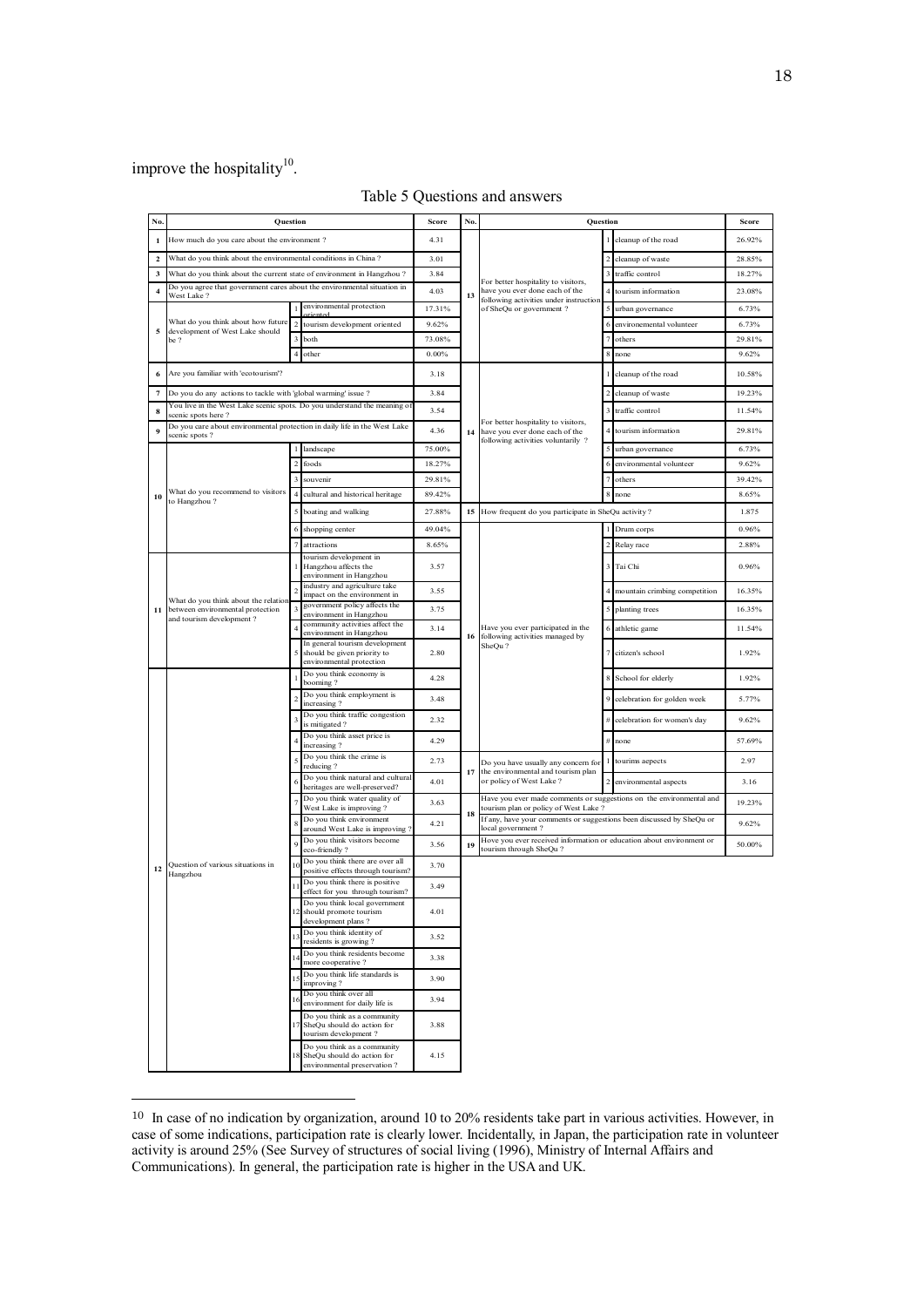improve the hospitality[10].

Table 5 Questions and answers

| No. | Question | | | Score | No. | Question | | | Score |
|---|---|---|---|---|---|---|---|---|---|
| 1 | How much do you care about the environment ? | | | 4.31 | 13 | For better hospitality to visitors, have you ever done each of the following activities under instruction of SheQu or government ? | 1 | cleanup of the road | 26.92% |
| 2 | What do you think about the environmental conditions in China ? | | | 3.01 | | | 2 | cleanup of waste | 28.85% |
| 3 | What do you think about the current state of environment in Hangzhou ? | | | 3.84 | | | 3 | traffic control | 18.27% |
| 4 | Do you agree that government cares about the environmental situation in West Lake ? | | | 4.03 | | | 4 | tourism information | 23.08% |
| 5 | What do you think about how future development of West Lake should be ? | 1 | environmental protection oriented | 17.31% | | | 5 | urban governance | 6.73% |
| | | 2 | tourism development oriented | 9.62% | | | 6 | environmental volunteer | 6.73% |
| | | 3 | both | 73.08% | | | 7 | others | 29.81% |
| | | 4 | other | 0.00% | | | 8 | none | 9.62% |
| 6 | Are you familiar with 'ecotourism'? | | | 3.18 | 14 | For better hospitality to visitors, have you ever done each of the following activities voluntarily ? | 1 | cleanup of the road | 10.58% |
| 7 | Do you do any actions to tackle with 'global warming' issue ? | | | 3.84 | | | 2 | cleanup of waste | 19.23% |
| 8 | You live in the West Lake scenic spots. Do you understand the meaning of scenic spots here ? | | | 3.54 | | | 3 | traffic control | 11.54% |
| 9 | Do you care about environmental protection in daily life in the West Lake scenic spots ? | | | 4.36 | | | 4 | tourism information | 29.81% |
| 10 | What do you recommend to visitors to Hangzhou ? | 1 | landscape | 75.00% | | | 5 | urban governance | 6.73% |
| | | 2 | foods | 18.27% | | | 6 | environmental volunteer | 9.62% |
| | | 3 | souvenir | 29.81% | | | 7 | others | 39.42% |
| | | 4 | cultural and historical heritage | 89.42% | | | 8 | none | 8.65% |
| | | 5 | boating and walking | 27.88% | 15 | How frequent do you participate in SheQu activity ? | | | 1.875 |
| | | 6 | shopping center | 49.04% | 16 | Have you ever participated in the following activities managed by SheQu ? | 1 | Drum corps | 0.96% |
| | | 7 | attractions | 8.65% | | | 2 | Relay race | 2.88% |
| 11 | What do you think about the relation between environmental protection and tourism development ? | 1 | tourism development in Hangzhou affects the environment in Hangzhou | 3.57 | | | 3 | Tai Chi | 0.96% |
| | | 2 | industry and agriculture take impact on the environment in | 3.55 | | | 4 | mountain crimbing competition | 16.35% |
| | | 3 | government policy affects the environment in Hangzhou | 3.75 | | | 5 | planting trees | 16.35% |
| | | 4 | community activities affect the environment in Hangzhou | 3.14 | | | 6 | athletic game | 11.54% |
| | | 5 | In general tourism development should be given priority to environmental protection | 2.80 | | | 7 | citizen's school | 1.92% |
| 12 | Question of various situations in Hangzhou | 1 | Do you think economy is booming ? | 4.28 | | | 8 | School for elderly | 1.92% |
| | | 2 | Do you think employment is increasing ? | 3.48 | | | 9 | celebration for golden week | 5.77% |
| | | 3 | Do you think traffic congestion is mitigated ? | 2.32 | | | # | celebration for women's day | 9.62% |
| | | 4 | Do you think asset price is increasing ? | 4.29 | | | # | none | 57.69% |
| | | 5 | Do you think the crime is reducing ? | 2.73 | 17 | Do you have usually any concern for the environmental and tourism plan or policy of West Lake ? | 1 | tourims aepects | 2.97 |
| | | 6 | Do you think natural and cultural heritages are well-preserved? | 4.01 | | | 2 | environmental aspects | 3.16 |
| | | 7 | Do you think water quality of West Lake is improving ? | 3.63 | 18 | Have you ever made comments or suggestions on the environmental and tourism plan or policy of West Lake ? | | | 19.23% |
| | | 8 | Do you think environment around West Lake is improving ? | 4.21 | | If any, have your comments or suggestions been discussed by SheQu or local government ? | | | 9.62% |
| | | 9 | Do you think visitors become eco-friendly ? | 3.56 | 19 | Hove you ever received information or education about environment or tourism through SheQu ? | | | 50.00% |
| | | 10 | Do you think there are over all positive effects through tourism? | 3.70 | | | | | |
| | | 11 | Do you think there is positive effect for you through tourism? | 3.49 | | | | | |
| | | 12 | Do you think local government should promote tourism development plans ? | 4.01 | | | | | |
| | | 13 | Do you think identity of residents is growing ? | 3.52 | | | | | |
| | | 14 | Do you think residents become more cooperative ? | 3.38 | | | | | |
| | | 15 | Do you think life standards is improving ? | 3.90 | | | | | |
| | | 16 | Do you think over all environment for daily life is | 3.94 | | | | | |
| | | 17 | Do you think as a community SheQu should do action for tourism development ? | 3.88 | | | | | |
| | | 18 | Do you think as a community SheQu should do action for environmental preservation ? | 4.15 | | | | | |

[10] In case of no indication by organization, around 10 to 20% residents take part in various activities. However, in case of some indications, participation rate is clearly lower. Incidentally, in Japan, the participation rate in volunteer activity is around 25% (See Survey of structures of social living (1996), Ministry of Internal Affairs and Communications). In general, the participation rate is higher in the USA and UK.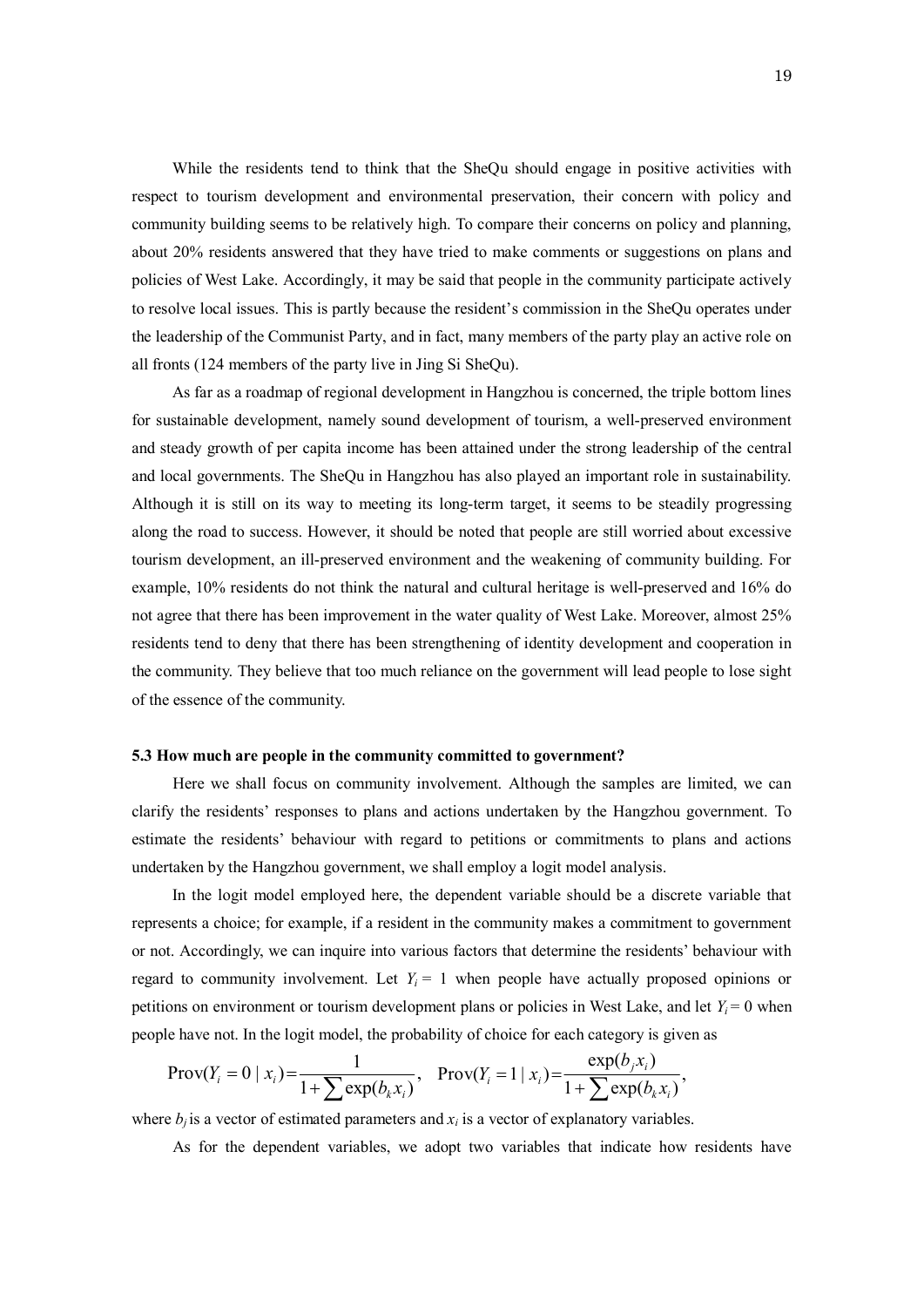While the residents tend to think that the SheQu should engage in positive activities with respect to tourism development and environmental preservation, their concern with policy and community building seems to be relatively high. To compare their concerns on policy and planning, about 20% residents answered that they have tried to make comments or suggestions on plans and policies of West Lake. Accordingly, it may be said that people in the community participate actively to resolve local issues. This is partly because the resident's commission in the SheQu operates under the leadership of the Communist Party, and in fact, many members of the party play an active role on all fronts (124 members of the party live in Jing Si SheQu).

As far as a roadmap of regional development in Hangzhou is concerned, the triple bottom lines for sustainable development, namely sound development of tourism, a well-preserved environment and steady growth of per capita income has been attained under the strong leadership of the central and local governments. The SheQu in Hangzhou has also played an important role in sustainability. Although it is still on its way to meeting its long-term target, it seems to be steadily progressing along the road to success. However, it should be noted that people are still worried about excessive tourism development, an ill-preserved environment and the weakening of community building. For example, 10% residents do not think the natural and cultural heritage is well-preserved and 16% do not agree that there has been improvement in the water quality of West Lake. Moreover, almost 25% residents tend to deny that there has been strengthening of identity development and cooperation in the community. They believe that too much reliance on the government will lead people to lose sight of the essence of the community.

### 5.3 How much are people in the community committed to government?

Here we shall focus on community involvement. Although the samples are limited, we can clarify the residents' responses to plans and actions undertaken by the Hangzhou government. To estimate the residents' behaviour with regard to petitions or commitments to plans and actions undertaken by the Hangzhou government, we shall employ a logit model analysis.

In the logit model employed here, the dependent variable should be a discrete variable that represents a choice; for example, if a resident in the community makes a commitment to government or not. Accordingly, we can inquire into various factors that determine the residents' behaviour with regard to community involvement. Let $Y_i = 1$ when people have actually proposed opinions or petitions on environment or tourism development plans or policies in West Lake, and let $Y_i = 0$ when people have not. In the logit model, the probability of choice for each category is given as

$$\text{Prov}(Y_i = 0 \mid x_i) = \frac{1}{1 + \sum \exp(b_k x_i)}, \quad \text{Prov}(Y_i = 1 \mid x_i) = \frac{\exp(b_j x_i)}{1 + \sum \exp(b_k x_i)},$$

where $b_j$ is a vector of estimated parameters and $x_i$ is a vector of explanatory variables.

As for the dependent variables, we adopt two variables that indicate how residents have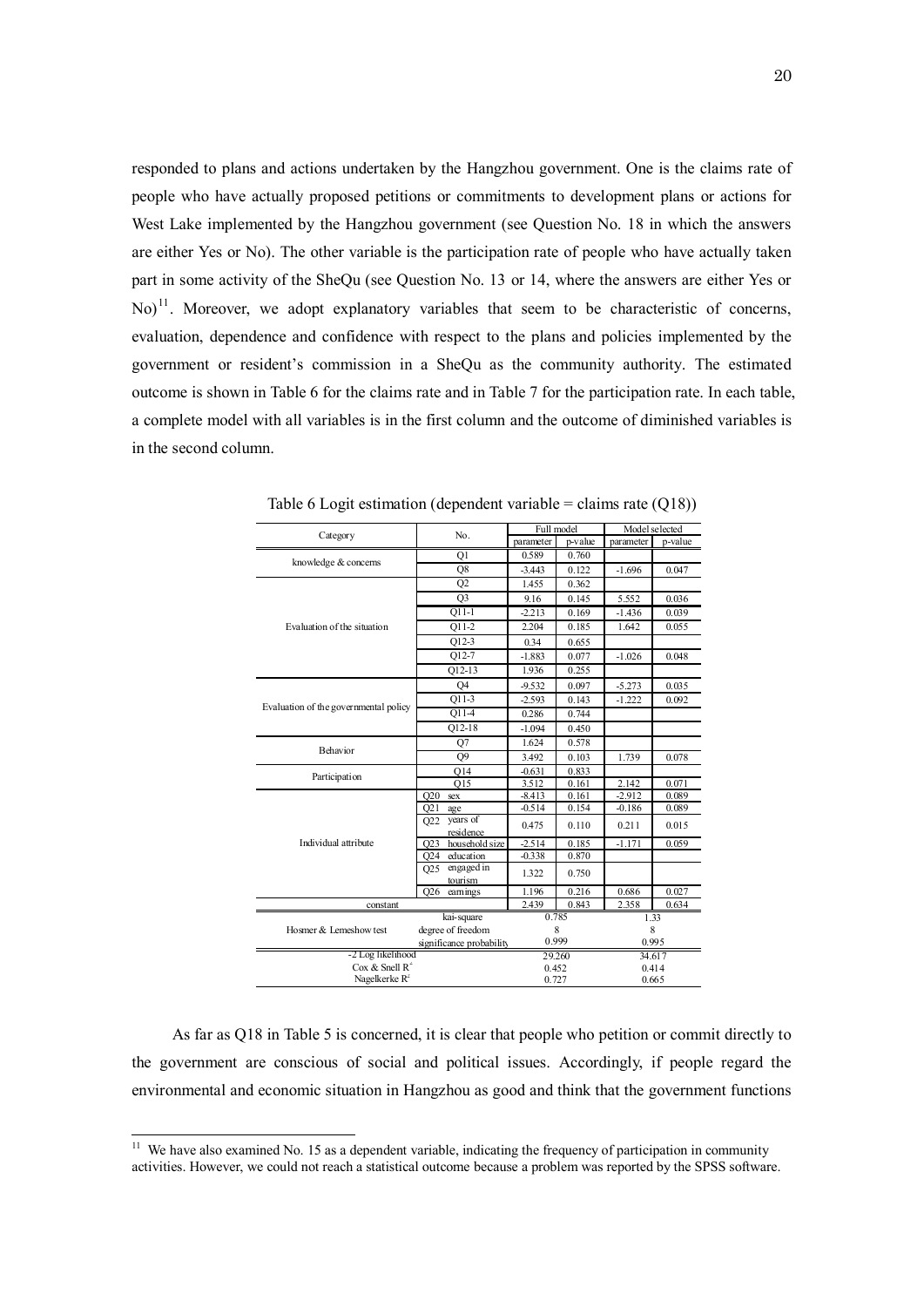responded to plans and actions undertaken by the Hangzhou government. One is the claims rate of people who have actually proposed petitions or commitments to development plans or actions for West Lake implemented by the Hangzhou government (see Question No. 18 in which the answers are either Yes or No). The other variable is the participation rate of people who have actually taken part in some activity of the SheQu (see Question No. 13 or 14, where the answers are either Yes or No)[11]. Moreover, we adopt explanatory variables that seem to be characteristic of concerns, evaluation, dependence and confidence with respect to the plans and policies implemented by the government or resident's commission in a SheQu as the community authority. The estimated outcome is shown in Table 6 for the claims rate and in Table 7 for the participation rate. In each table, a complete model with all variables is in the first column and the outcome of diminished variables is in the second column.

Table 6 Logit estimation (dependent variable = claims rate (Q18))

| Category | No. | Full model | | Model selected | |
|---|---|---|---|---|---|
| | | parameter | p-value | parameter | p-value |
| knowledge & concerns | Q1 | 0.589 | 0.760 | | |
| | Q8 | -3.443 | 0.122 | -1.696 | 0.047 |
| Evaluation of the situation | Q2 | 1.455 | 0.362 | | |
| | Q3 | 9.16 | 0.145 | 5.552 | 0.036 |
| | Q11-1 | -2.213 | 0.169 | -1.436 | 0.039 |
| | Q11-2 | 2.204 | 0.185 | 1.642 | 0.055 |
| | Q12-3 | 0.34 | 0.655 | | |
| | Q12-7 | -1.883 | 0.077 | -1.026 | 0.048 |
| | Q12-13 | 1.936 | 0.255 | | |
| Evaluation of the governmental policy | Q4 | -9.532 | 0.097 | -5.273 | 0.035 |
| | Q11-3 | -2.593 | 0.143 | -1.222 | 0.092 |
| | Q11-4 | 0.286 | 0.744 | | |
| | Q12-18 | -1.094 | 0.450 | | |
| Behavior | Q7 | 1.624 | 0.578 | | |
| | Q9 | 3.492 | 0.103 | 1.739 | 0.078 |
| Participation | Q14 | -0.631 | 0.833 | | |
| | Q15 | 3.512 | 0.161 | 2.142 | 0.071 |
| Individual attribute | Q20 sex | -8.413 | 0.161 | -2.912 | 0.089 |
| | Q21 age | -0.514 | 0.154 | -0.186 | 0.089 |
| | Q22 years of residence | 0.475 | 0.110 | 0.211 | 0.015 |
| | Q23 household size | -2.514 | 0.185 | -1.171 | 0.059 |
| | Q24 education | -0.338 | 0.870 | | |
| | Q25 engaged in tourism | 1.322 | 0.750 | | |
| | Q26 earnings | 1.196 | 0.216 | 0.686 | 0.027 |
| constant | | 2.439 | 0.843 | 2.358 | 0.634 |
| Hosmer & Lemeshow test | kai-square | 0.785 | | 1.33 | |
| | degree of freedom | 8 | | 8 | |
| | significance probability | 0.999 | | 0.995 | |
| -2 Log likelihood | | 29.260 | | 34.617 | |
| Cox & Snell $R^2$ | | 0.452 | | 0.414 | |
| Nagelkerke $R^2$ | | 0.727 | | 0.665 | |

As far as Q18 in Table 5 is concerned, it is clear that people who petition or commit directly to the government are conscious of social and political issues. Accordingly, if people regard the environmental and economic situation in Hangzhou as good and think that the government functions

[11] We have also examined No. 15 as a dependent variable, indicating the frequency of participation in community activities. However, we could not reach a statistical outcome because a problem was reported by the SPSS software.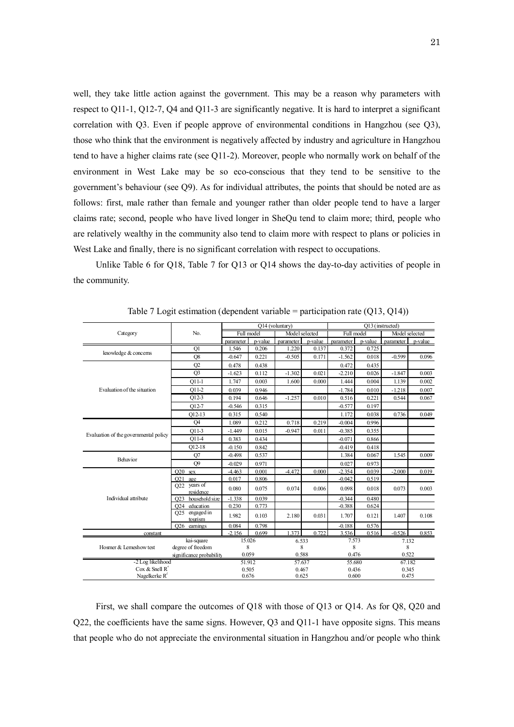well, they take little action against the government. This may be a reason why parameters with respect to Q11-1, Q12-7, Q4 and Q11-3 are significantly negative. It is hard to interpret a significant correlation with Q3. Even if people approve of environmental conditions in Hangzhou (see Q3), those who think that the environment is negatively affected by industry and agriculture in Hangzhou tend to have a higher claims rate (see Q11-2). Moreover, people who normally work on behalf of the environment in West Lake may be so eco-conscious that they tend to be sensitive to the government's behaviour (see Q9). As for individual attributes, the points that should be noted are as follows: first, male rather than female and younger rather than older people tend to have a larger claims rate; second, people who have lived longer in SheQu tend to claim more; third, people who are relatively wealthy in the community also tend to claim more with respect to plans or policies in West Lake and finally, there is no significant correlation with respect to occupations.

Unlike Table 6 for Q18, Table 7 for Q13 or Q14 shows the day-to-day activities of people in the community.

Table 7 Logit estimation (dependent variable = participation rate (Q13, Q14))

| Category | No. | Q14 (voluntary) | | | | Q13 (instructed) | | | |
|---|---|---|---|---|---|---|---|---|---|
| | | Full model | | Model selected | | Full model | | Model selected | |
| | | parameter | p-value | parameter | p-value | parameter | p-value | parameter | p-value |
| knowledge & concerns | Q1 | 1.546 | 0.206 | 1.220 | 0.137 | 0.372 | 0.725 | | |
| | Q8 | -0.647 | 0.221 | -0.505 | 0.171 | -1.562 | 0.018 | -0.599 | 0.096 |
| Evaluation of the situation | Q2 | 0.478 | 0.438 | | | 0.472 | 0.435 | | |
| | Q3 | -1.623 | 0.112 | -1.302 | 0.021 | -2.210 | 0.026 | -1.847 | 0.003 |
| | Q11-1 | 1.747 | 0.003 | 1.600 | 0.000 | 1.444 | 0.004 | 1.139 | 0.002 |
| | Q11-2 | 0.039 | 0.946 | | | -1.784 | 0.010 | -1.218 | 0.007 |
| | Q12-3 | 0.194 | 0.646 | -1.257 | 0.010 | 0.516 | 0.221 | 0.544 | 0.067 |
| | Q12-7 | -0.546 | 0.315 | | | -0.577 | 0.197 | | |
| | Q12-13 | 0.315 | 0.540 | | | 1.172 | 0.038 | 0.736 | 0.049 |
| Evaluation of the governmental policy | Q4 | 1.089 | 0.212 | 0.718 | 0.219 | -0.004 | 0.996 | | |
| | Q11-3 | -1.449 | 0.015 | -0.947 | 0.011 | -0.385 | 0.355 | | |
| | Q11-4 | 0.383 | 0.434 | | | -0.071 | 0.866 | | |
| | Q12-18 | -0.150 | 0.842 | | | -0.419 | 0.418 | | |
| Behavior | Q7 | -0.498 | 0.537 | | | 1.384 | 0.067 | 1.545 | 0.009 |
| | Q9 | -0.029 | 0.971 | | | 0.027 | 0.973 | | |
| Individual attribute | Q20 sex | -4.463 | 0.001 | -4.472 | 0.000 | -2.354 | 0.039 | -2.000 | 0.019 |
| | Q21 age | 0.017 | 0.806 | | | -0.042 | 0.519 | | |
| | Q22 years of residence | 0.080 | 0.075 | 0.074 | 0.006 | 0.098 | 0.018 | 0.073 | 0.003 |
| | Q23 household size | -1.338 | 0.039 | | | -0.344 | 0.480 | | |
| | Q24 education | 0.230 | 0.773 | | | -0.388 | 0.624 | | |
| | Q25 engaged in tourism | 1.982 | 0.103 | 2.180 | 0.031 | 1.707 | 0.121 | 1.407 | 0.108 |
| | Q26 earnings | 0.084 | 0.798 | | | -0.188 | 0.576 | | |
| constant | | -2.156 | 0.699 | 1.373 | 0.722 | 3.536 | 0.516 | -0.526 | 0.853 |
| Hosmer & Lemeshow test | kai-square | 15.026 | | 6.533 | | 7.573 | | 7.132 | |
| | degree of freedom | 8 | | 8 | | 8 | | 8 | |
| | significance probability | 0.059 | | 0.588 | | 0.476 | | 0.522 | |
| -2 Log likelihood | | 51.912 | | 57.637 | | 55.680 | | 67.182 | |
| Cox & Snell $R^2$ | | 0.505 | | 0.467 | | 0.436 | | 0.345 | |
| Nagelkerke $R^2$ | | 0.676 | | 0.625 | | 0.600 | | 0.475 | |

First, we shall compare the outcomes of Q18 with those of Q13 or Q14. As for Q8, Q20 and Q22, the coefficients have the same signs. However, Q3 and Q11-1 have opposite signs. This means that people who do not appreciate the environmental situation in Hangzhou and/or people who think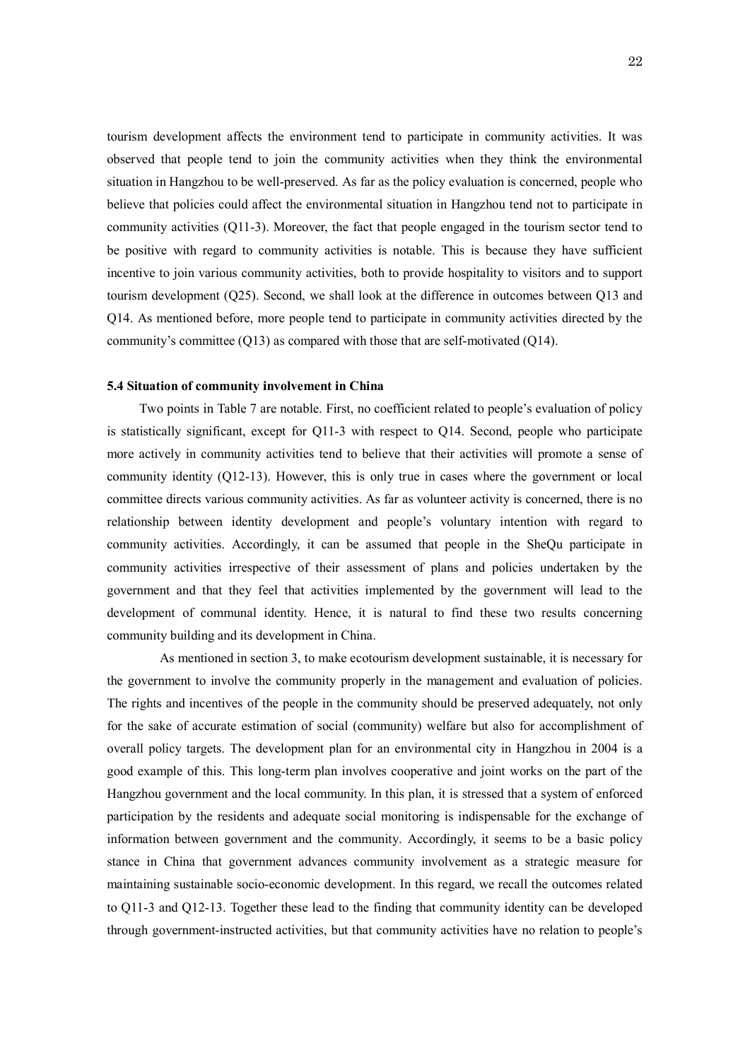tourism development affects the environment tend to participate in community activities. It was observed that people tend to join the community activities when they think the environmental situation in Hangzhou to be well-preserved. As far as the policy evaluation is concerned, people who believe that policies could affect the environmental situation in Hangzhou tend not to participate in community activities (Q11-3). Moreover, the fact that people engaged in the tourism sector tend to be positive with regard to community activities is notable. This is because they have sufficient incentive to join various community activities, both to provide hospitality to visitors and to support tourism development (Q25). Second, we shall look at the difference in outcomes between Q13 and Q14. As mentioned before, more people tend to participate in community activities directed by the community's committee (Q13) as compared with those that are self-motivated (Q14).

### 5.4 Situation of community involvement in China

Two points in Table 7 are notable. First, no coefficient related to people's evaluation of policy is statistically significant, except for Q11-3 with respect to Q14. Second, people who participate more actively in community activities tend to believe that their activities will promote a sense of community identity (Q12-13). However, this is only true in cases where the government or local committee directs various community activities. As far as volunteer activity is concerned, there is no relationship between identity development and people's voluntary intention with regard to community activities. Accordingly, it can be assumed that people in the SheQu participate in community activities irrespective of their assessment of plans and policies undertaken by the government and that they feel that activities implemented by the government will lead to the development of communal identity. Hence, it is natural to find these two results concerning community building and its development in China.

As mentioned in section 3, to make ecotourism development sustainable, it is necessary for the government to involve the community properly in the management and evaluation of policies. The rights and incentives of the people in the community should be preserved adequately, not only for the sake of accurate estimation of social (community) welfare but also for accomplishment of overall policy targets. The development plan for an environmental city in Hangzhou in 2004 is a good example of this. This long-term plan involves cooperative and joint works on the part of the Hangzhou government and the local community. In this plan, it is stressed that a system of enforced participation by the residents and adequate social monitoring is indispensable for the exchange of information between government and the community. Accordingly, it seems to be a basic policy stance in China that government advances community involvement as a strategic measure for maintaining sustainable socio-economic development. In this regard, we recall the outcomes related to Q11-3 and Q12-13. Together these lead to the finding that community identity can be developed through government-instructed activities, but that community activities have no relation to people's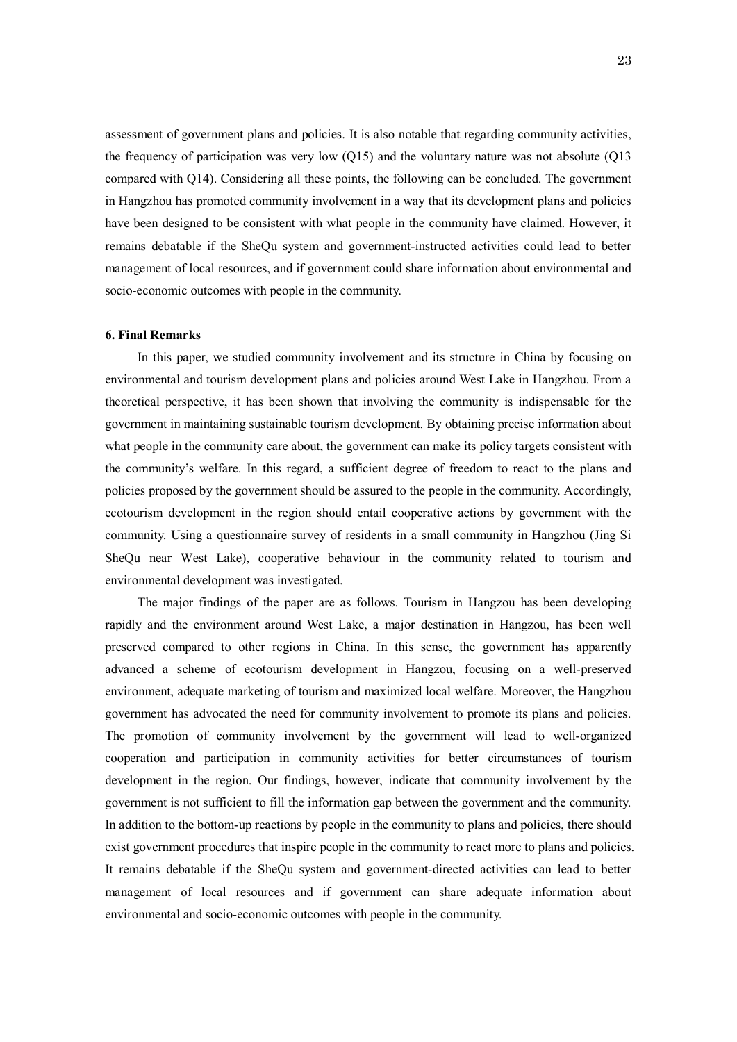assessment of government plans and policies. It is also notable that regarding community activities, the frequency of participation was very low (Q15) and the voluntary nature was not absolute (Q13 compared with Q14). Considering all these points, the following can be concluded. The government in Hangzhou has promoted community involvement in a way that its development plans and policies have been designed to be consistent with what people in the community have claimed. However, it remains debatable if the SheQu system and government-instructed activities could lead to better management of local resources, and if government could share information about environmental and socio-economic outcomes with people in the community.

## 6. Final Remarks

In this paper, we studied community involvement and its structure in China by focusing on environmental and tourism development plans and policies around West Lake in Hangzhou. From a theoretical perspective, it has been shown that involving the community is indispensable for the government in maintaining sustainable tourism development. By obtaining precise information about what people in the community care about, the government can make its policy targets consistent with the community's welfare. In this regard, a sufficient degree of freedom to react to the plans and policies proposed by the government should be assured to the people in the community. Accordingly, ecotourism development in the region should entail cooperative actions by government with the community. Using a questionnaire survey of residents in a small community in Hangzhou (Jing Si SheQu near West Lake), cooperative behaviour in the community related to tourism and environmental development was investigated.

The major findings of the paper are as follows. Tourism in Hangzou has been developing rapidly and the environment around West Lake, a major destination in Hangzou, has been well preserved compared to other regions in China. In this sense, the government has apparently advanced a scheme of ecotourism development in Hangzou, focusing on a well-preserved environment, adequate marketing of tourism and maximized local welfare. Moreover, the Hangzhou government has advocated the need for community involvement to promote its plans and policies. The promotion of community involvement by the government will lead to well-organized cooperation and participation in community activities for better circumstances of tourism development in the region. Our findings, however, indicate that community involvement by the government is not sufficient to fill the information gap between the government and the community. In addition to the bottom-up reactions by people in the community to plans and policies, there should exist government procedures that inspire people in the community to react more to plans and policies. It remains debatable if the SheQu system and government-directed activities can lead to better management of local resources and if government can share adequate information about environmental and socio-economic outcomes with people in the community.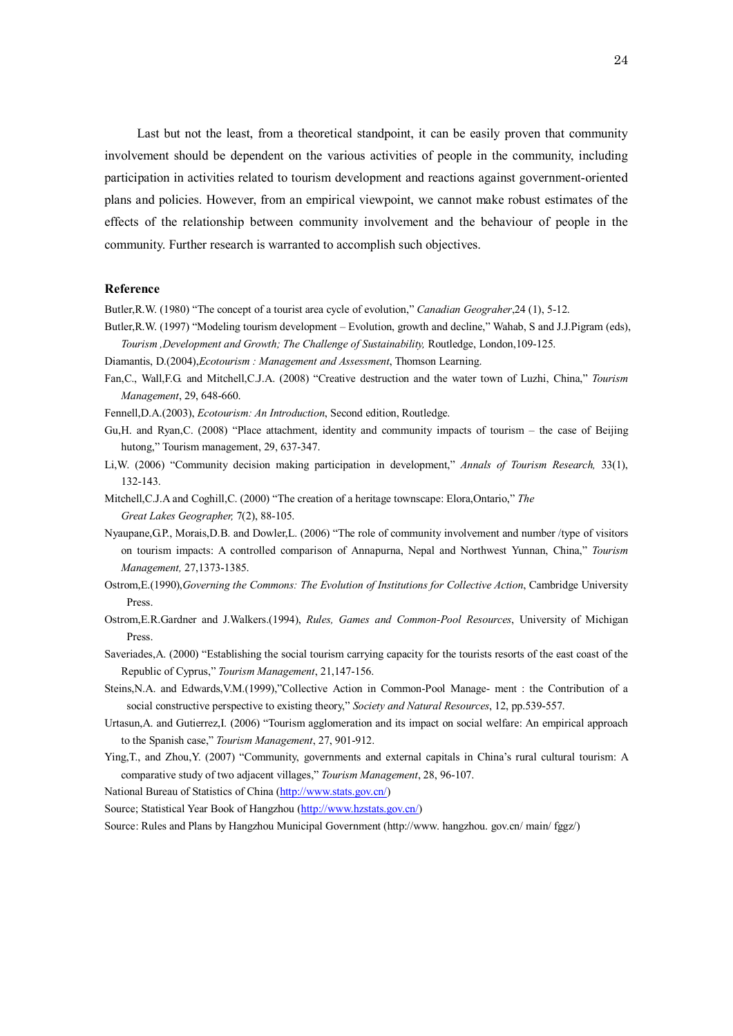Last but not the least, from a theoretical standpoint, it can be easily proven that community involvement should be dependent on the various activities of people in the community, including participation in activities related to tourism development and reactions against government-oriented plans and policies. However, from an empirical viewpoint, we cannot make robust estimates of the effects of the relationship between community involvement and the behaviour of people in the community. Further research is warranted to accomplish such objectives.

## Reference

Butler,R.W. (1980) "The concept of a tourist area cycle of evolution," *Canadian Geograher*,24 (1), 5-12.

Butler,R.W. (1997) "Modeling tourism development – Evolution, growth and decline," Wahab, S and J.J.Pigram (eds), *Tourism ,Development and Growth; The Challenge of Sustainability,* Routledge, London,109-125.

Diamantis, D.(2004),*Ecotourism : Management and Assessment*, Thomson Learning.

Fan,C., Wall,F.G. and Mitchell,C.J.A. (2008) "Creative destruction and the water town of Luzhi, China," *Tourism Management*, 29, 648-660.

Fennell,D.A.(2003), *Ecotourism: An Introduction*, Second edition, Routledge.

Gu,H. and Ryan,C. (2008) "Place attachment, identity and community impacts of tourism – the case of Beijing hutong," Tourism management, 29, 637-347.

Li,W. (2006) "Community decision making participation in development," *Annals of Tourism Research,* 33(1), 132-143.

Mitchell,C.J.A and Coghill,C. (2000) "The creation of a heritage townscape: Elora,Ontario," *The Great Lakes Geographer,* 7(2), 88-105.

Nyaupane,G.P., Morais,D.B. and Dowler,L. (2006) "The role of community involvement and number /type of visitors on tourism impacts: A controlled comparison of Annapurna, Nepal and Northwest Yunnan, China," *Tourism Management,* 27,1373-1385.

Ostrom,E.(1990),*Governing the Commons: The Evolution of Institutions for Collective Action*, Cambridge University Press.

Ostrom,E.R.Gardner and J.Walkers.(1994), *Rules, Games and Common-Pool Resources*, University of Michigan Press.

Saveriades,A. (2000) "Establishing the social tourism carrying capacity for the tourists resorts of the east coast of the Republic of Cyprus," *Tourism Management*, 21,147-156.

Steins,N.A. and Edwards,V.M.(1999),"Collective Action in Common-Pool Manage- ment : the Contribution of a social constructive perspective to existing theory," *Society and Natural Resources*, 12, pp.539-557.

Urtasun,A. and Gutierrez,I. (2006) "Tourism agglomeration and its impact on social welfare: An empirical approach to the Spanish case," *Tourism Management*, 27, 901-912.

Ying,T., and Zhou,Y. (2007) "Community, governments and external capitals in China's rural cultural tourism: A comparative study of two adjacent villages," *Tourism Management*, 28, 96-107.

National Bureau of Statistics of China (http://www.stats.gov.cn/)

Source; Statistical Year Book of Hangzhou (http://www.hzstats.gov.cn/)

Source: Rules and Plans by Hangzhou Municipal Government (http://www. hangzhou. gov.cn/ main/ fggz/)